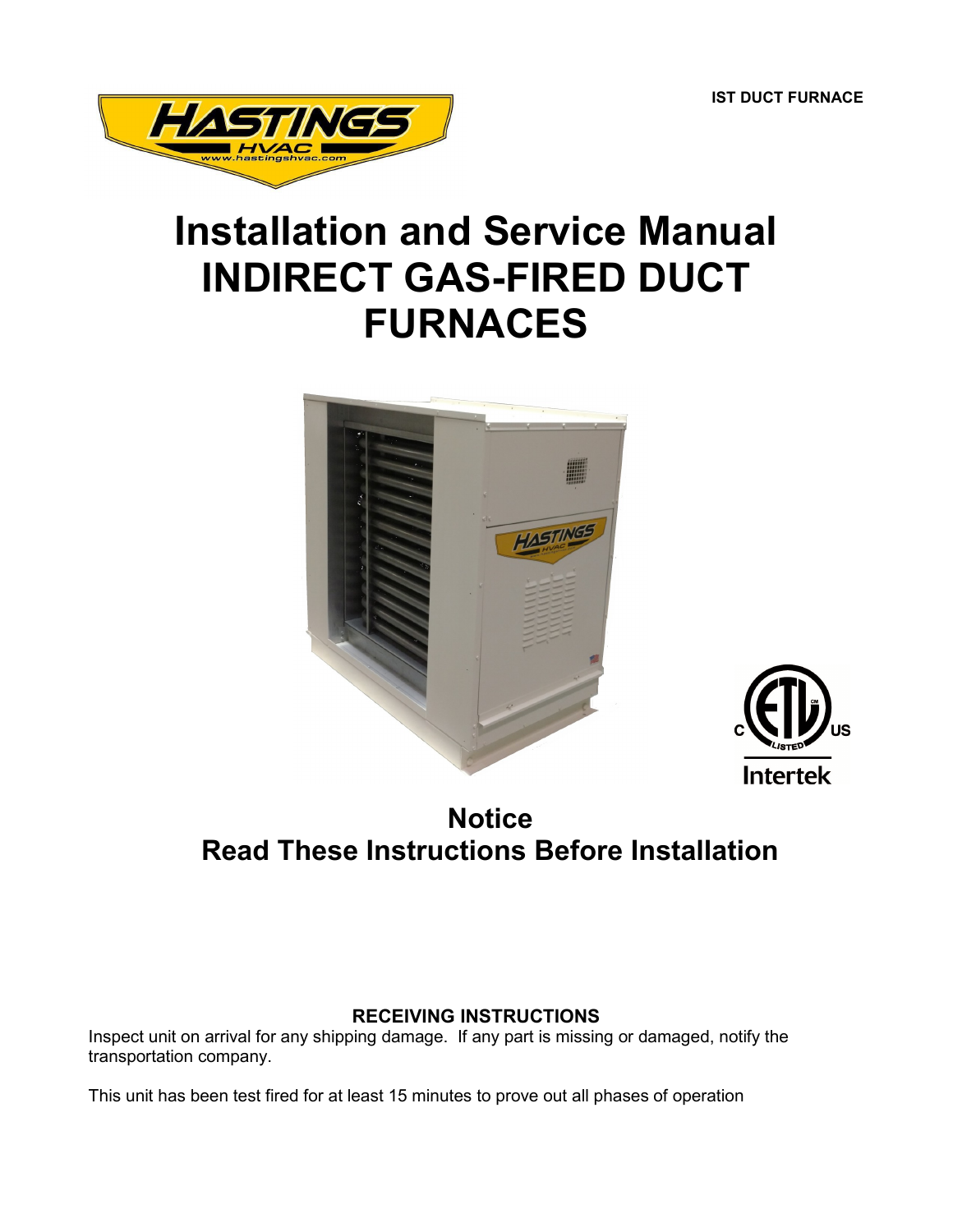IST DUCT FURNACE

# Installation and Service Manual INDIRECT GAS-FIRED DUCT FURNACES

## Notice
## Read These Instructions Before Installation

**RECEIVING INSTRUCTIONS**

Inspect unit on arrival for any shipping damage. If any part is missing or damaged, notify the transportation company.

This unit has been test fired for at least 15 minutes to prove out all phases of operation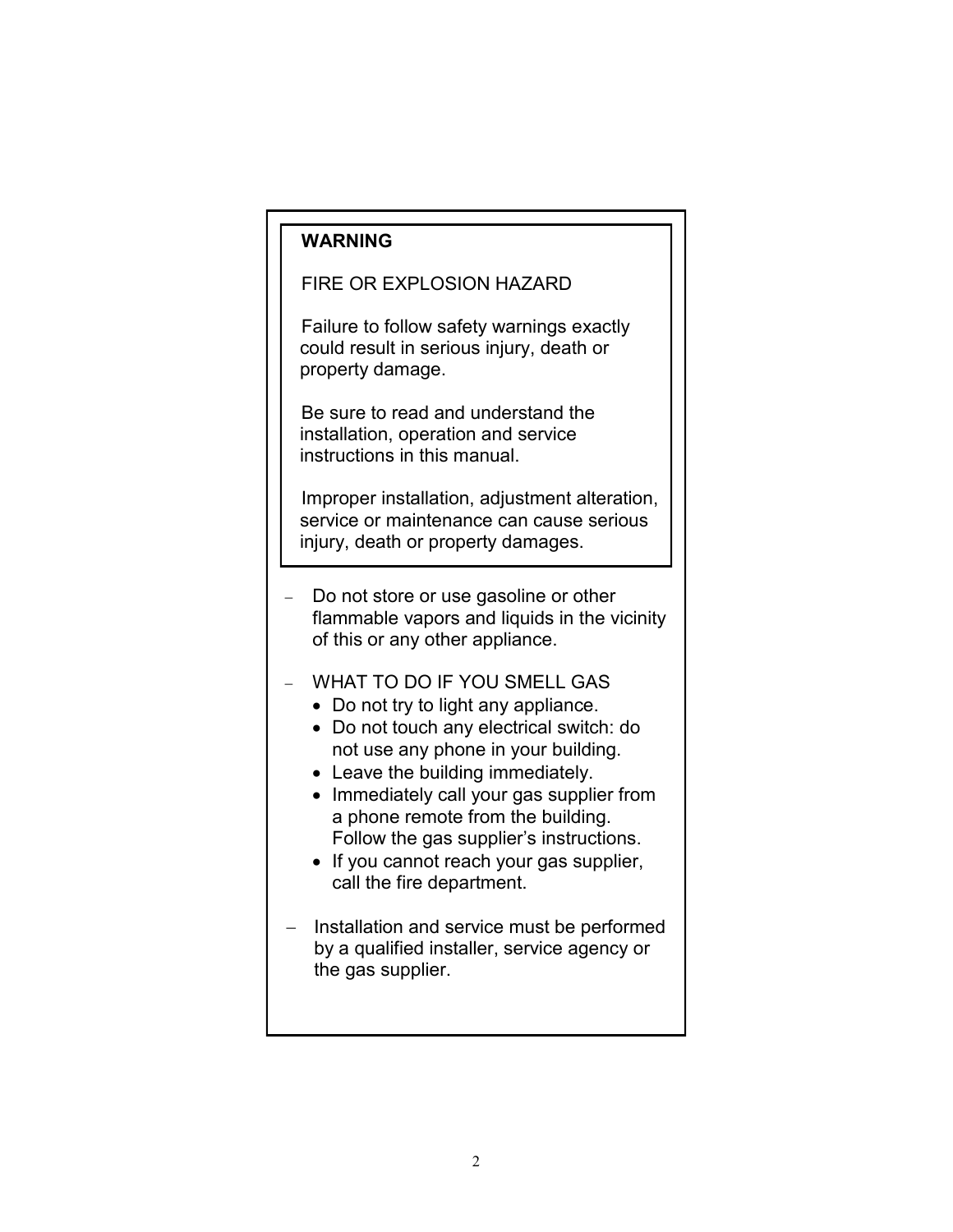**WARNING**

FIRE OR EXPLOSION HAZARD

Failure to follow safety warnings exactly could result in serious injury, death or property damage.

Be sure to read and understand the installation, operation and service instructions in this manual.

Improper installation, adjustment alteration, service or maintenance can cause serious injury, death or property damages.

- Do not store or use gasoline or other flammable vapors and liquids in the vicinity of this or any other appliance.
- WHAT TO DO IF YOU SMELL GAS
  - Do not try to light any appliance.
  - Do not touch any electrical switch: do not use any phone in your building.
  - Leave the building immediately.
  - Immediately call your gas supplier from a phone remote from the building. Follow the gas supplier's instructions.
  - If you cannot reach your gas supplier, call the fire department.
- Installation and service must be performed by a qualified installer, service agency or the gas supplier.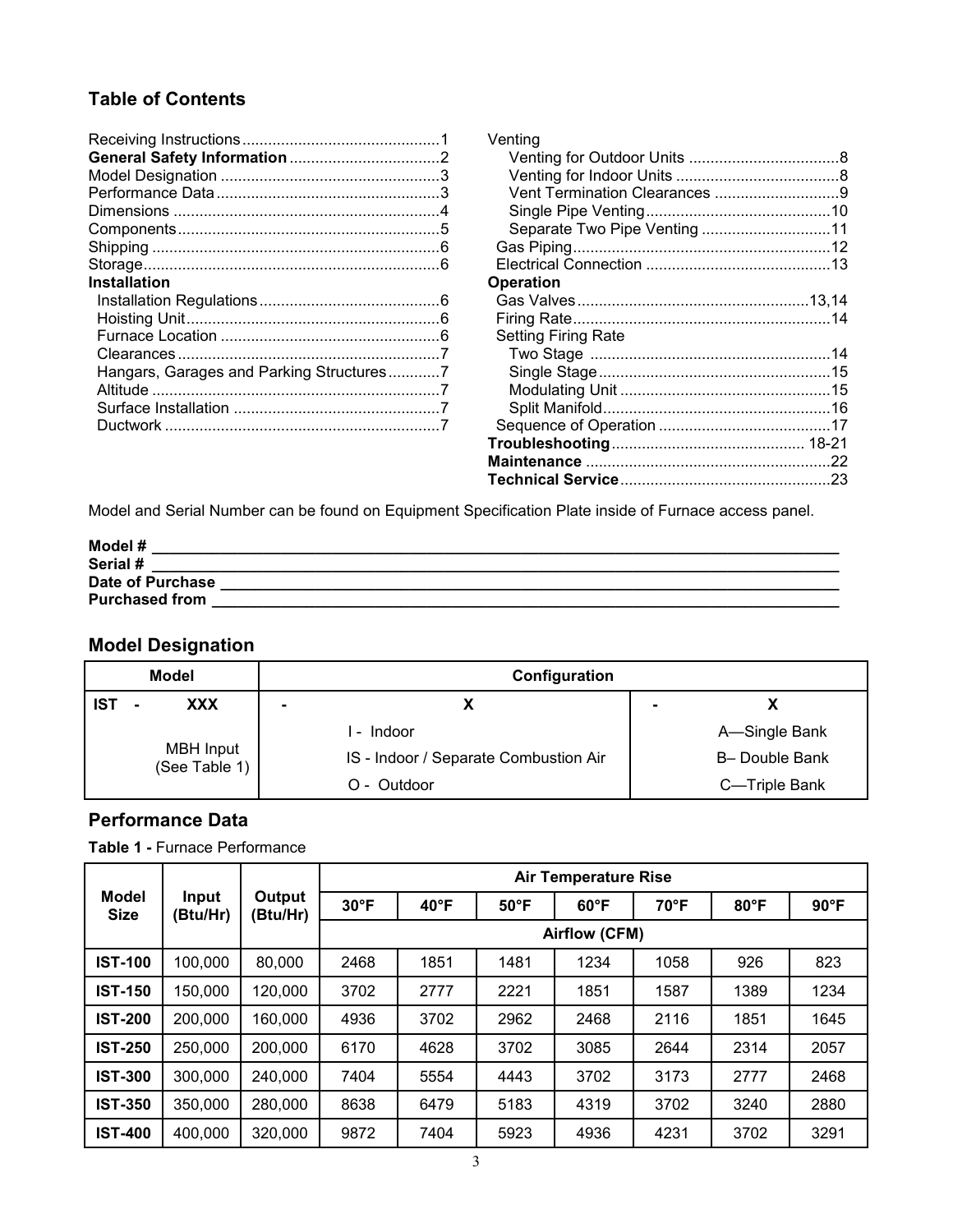## Table of Contents

Receiving Instructions ............................................. 1
**General Safety Information** .................................. 2
Model Designation .................................................. 3
Performance Data ................................................... 3
Dimensions ............................................................. 4
Components ............................................................ 5
Shipping .................................................................. 6
Storage .................................................................... 6
**Installation**
- Installation Regulations .......................................... 6
- Hoisting Unit ........................................................... 6
- Furnace Location .................................................. 6
- Clearances ............................................................ 7
- Hangars, Garages and Parking Structures ............ 7
- Altitude .................................................................. 7
- Surface Installation ................................................ 7
- Ductwork ............................................................... 7

Venting
- Venting for Outdoor Units ................................... 8
- Venting for Indoor Units ...................................... 8
- Vent Termination Clearances ............................. 9
- Single Pipe Venting ........................................... 10
- Separate Two Pipe Venting .............................. 11

Gas Piping ............................................................ 12
Electrical Connection ........................................... 13

**Operation**
- Gas Valves ...................................................... 13,14
- Firing Rate ........................................................... 14
- Setting Firing Rate
  - Two Stage ......................................................... 14
  - Single Stage ...................................................... 15
  - Modulating Unit ................................................. 15
  - Split Manifold ..................................................... 16
- Sequence of Operation ........................................ 17

**Troubleshooting** ............................................. 18-21
**Maintenance** ......................................................... 22
**Technical Service** ................................................. 23

Model and Serial Number can be found on Equipment Specification Plate inside of Furnace access panel.

**Model #** ____________________________________________
**Serial #** ____________________________________________
**Date of Purchase** ____________________________________
**Purchased from** _____________________________________

## Model Designation

| Model | Configuration | |
|---|---|---|
| IST - XXX | - X | - X |
| MBH Input (See Table 1) | I - Indoor<br>IS - Indoor / Separate Combustion Air<br>O - Outdoor | A—Single Bank<br>B– Double Bank<br>C—Triple Bank |

## Performance Data

**Table 1 -** Furnace Performance

| Model Size | Input (Btu/Hr) | Output (Btu/Hr) | Air Temperature Rise | | | | | | |
|---|---|---|---|---|---|---|---|---|---|
| | | | 30°F | 40°F | 50°F | 60°F | 70°F | 80°F | 90°F |
| | | | Airflow (CFM) | | | | | | |
| **IST-100** | 100,000 | 80,000 | 2468 | 1851 | 1481 | 1234 | 1058 | 926 | 823 |
| **IST-150** | 150,000 | 120,000 | 3702 | 2777 | 2221 | 1851 | 1587 | 1389 | 1234 |
| **IST-200** | 200,000 | 160,000 | 4936 | 3702 | 2962 | 2468 | 2116 | 1851 | 1645 |
| **IST-250** | 250,000 | 200,000 | 6170 | 4628 | 3702 | 3085 | 2644 | 2314 | 2057 |
| **IST-300** | 300,000 | 240,000 | 7404 | 5554 | 4443 | 3702 | 3173 | 2777 | 2468 |
| **IST-350** | 350,000 | 280,000 | 8638 | 6479 | 5183 | 4319 | 3702 | 3240 | 2880 |
| **IST-400** | 400,000 | 320,000 | 9872 | 7404 | 5923 | 4936 | 4231 | 3702 | 3291 |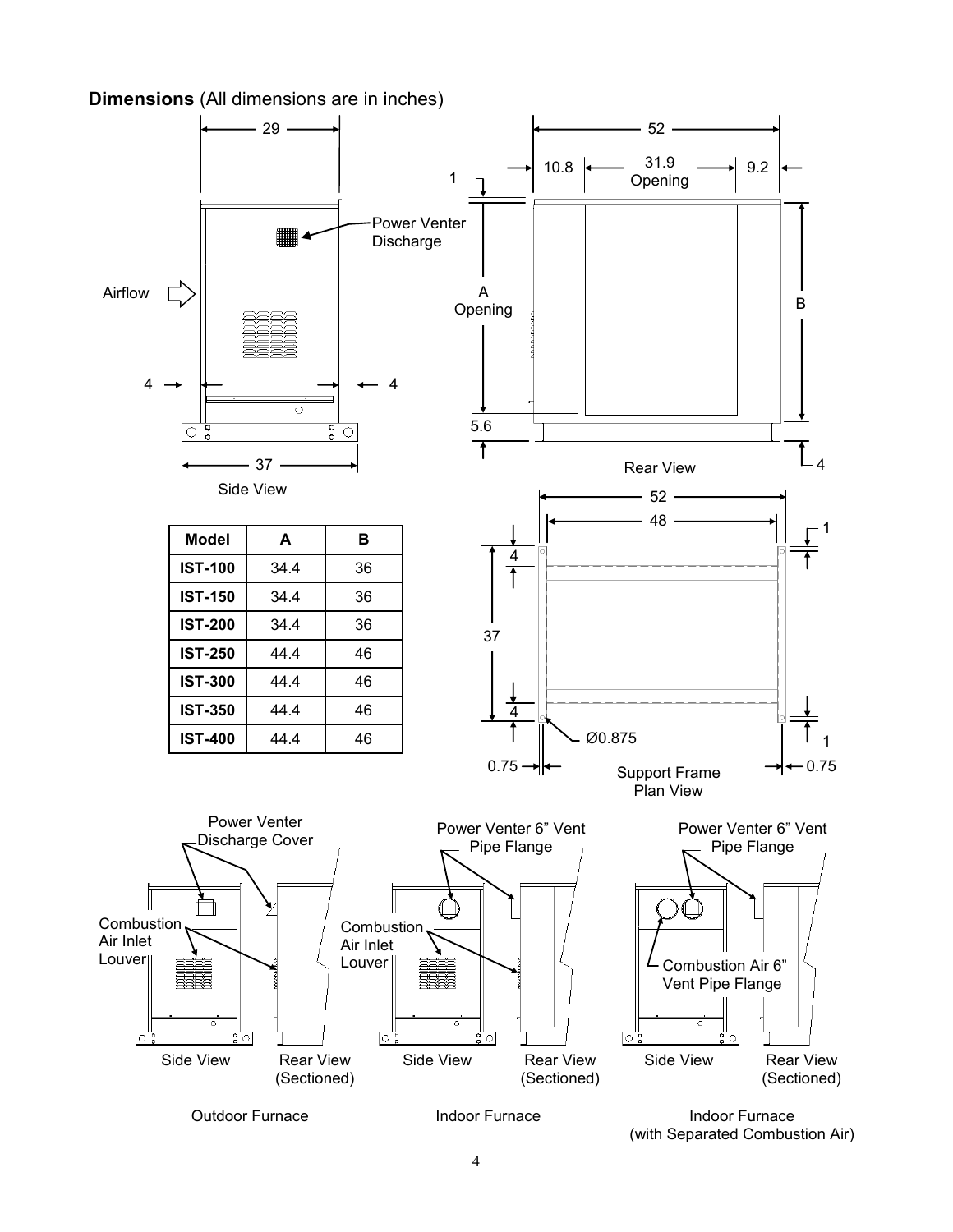**Dimensions** (All dimensions are in inches)

| Model | A | B |
|---|---|---|
| IST-100 | 34.4 | 36 |
| IST-150 | 34.4 | 36 |
| IST-200 | 34.4 | 36 |
| IST-250 | 44.4 | 46 |
| IST-300 | 44.4 | 46 |
| IST-350 | 44.4 | 46 |
| IST-400 | 44.4 | 46 |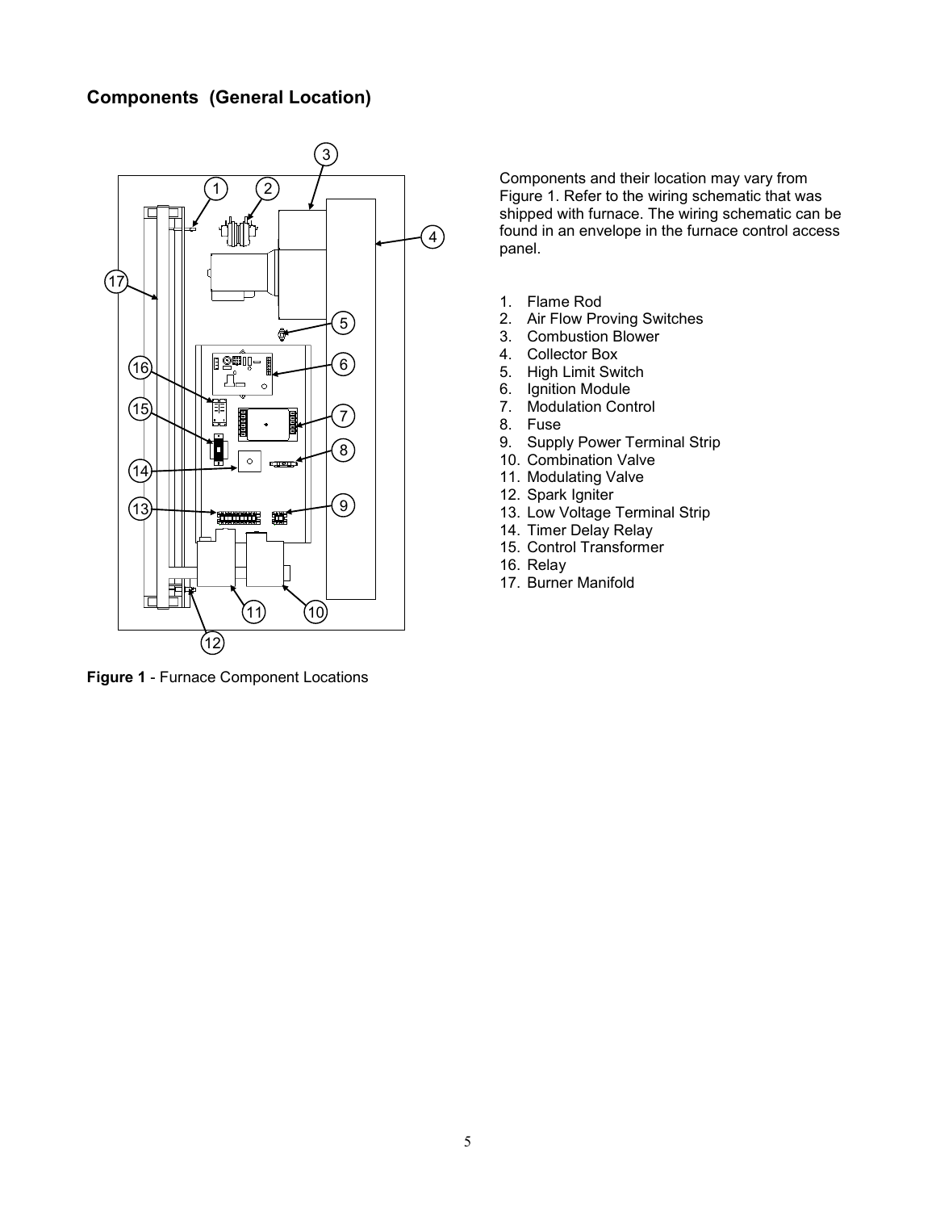## Components (General Location)

Components and their location may vary from Figure 1. Refer to the wiring schematic that was shipped with furnace. The wiring schematic can be found in an envelope in the furnace control access panel.

1. Flame Rod
2. Air Flow Proving Switches
3. Combustion Blower
4. Collector Box
5. High Limit Switch
6. Ignition Module
7. Modulation Control
8. Fuse
9. Supply Power Terminal Strip
10. Combination Valve
11. Modulating Valve
12. Spark Igniter
13. Low Voltage Terminal Strip
14. Timer Delay Relay
15. Control Transformer
16. Relay
17. Burner Manifold

**Figure 1** - Furnace Component Locations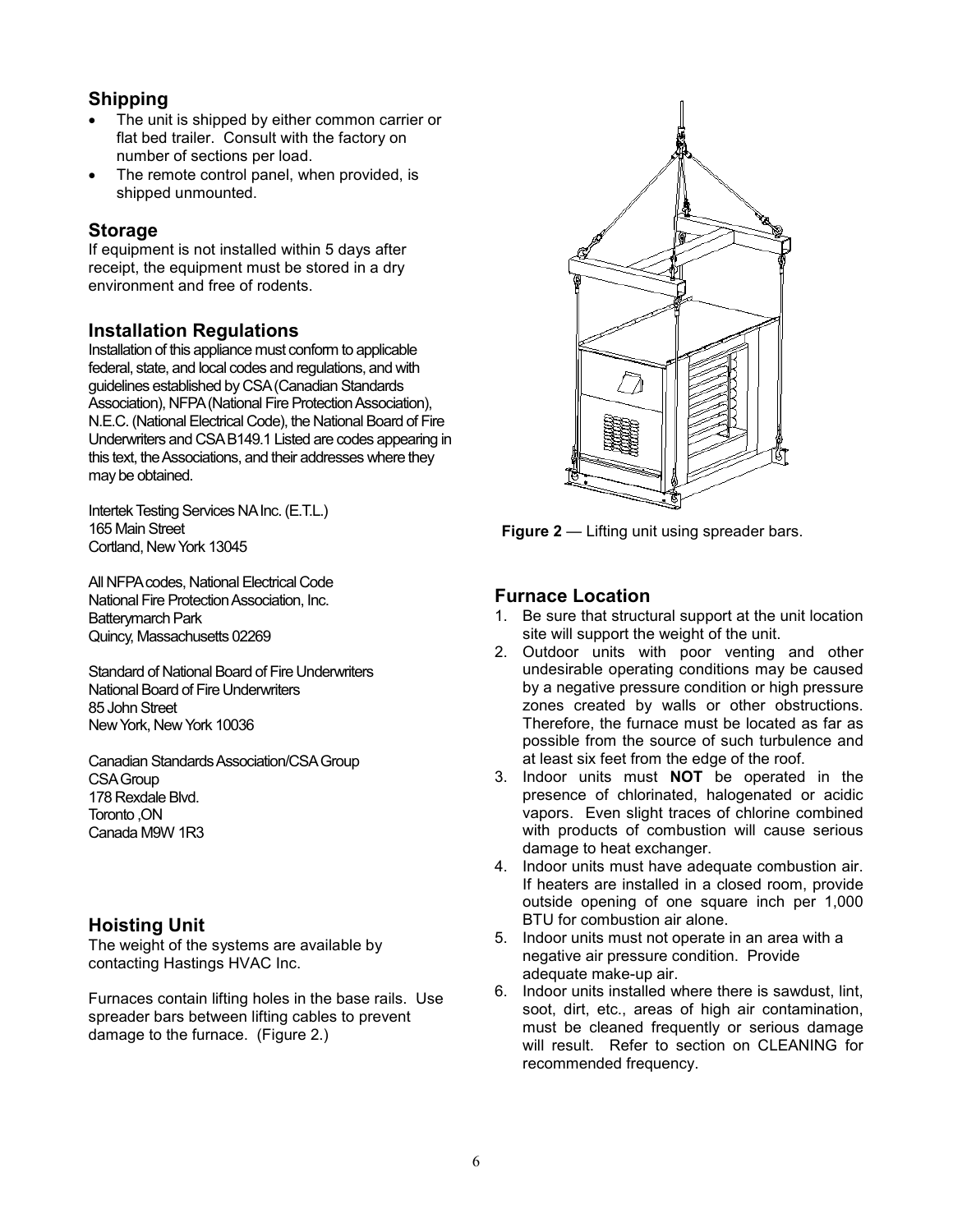## Shipping

- The unit is shipped by either common carrier or flat bed trailer. Consult with the factory on number of sections per load.
- The remote control panel, when provided, is shipped unmounted.

## Storage

If equipment is not installed within 5 days after receipt, the equipment must be stored in a dry environment and free of rodents.

## Installation Regulations

Installation of this appliance must conform to applicable federal, state, and local codes and regulations, and with guidelines established by CSA (Canadian Standards Association), NFPA (National Fire Protection Association), N.E.C. (National Electrical Code), the National Board of Fire Underwriters and CSA B149.1 Listed are codes appearing in this text, the Associations, and their addresses where they may be obtained.

Intertek Testing Services NA Inc. (E.T.L.)
165 Main Street
Cortland, New York 13045

All NFPA codes, National Electrical Code
National Fire Protection Association, Inc.
Batterymarch Park
Quincy, Massachusetts 02269

Standard of National Board of Fire Underwriters
National Board of Fire Underwriters
85 John Street
New York, New York 10036

Canadian Standards Association/CSA Group
CSA Group
178 Rexdale Blvd.
Toronto ,ON
Canada M9W 1R3

## Hoisting Unit

The weight of the systems are available by contacting Hastings HVAC Inc.

Furnaces contain lifting holes in the base rails. Use spreader bars between lifting cables to prevent damage to the furnace. (Figure 2.)

**Figure 2** — Lifting unit using spreader bars.

## Furnace Location

1. Be sure that structural support at the unit location site will support the weight of the unit.
2. Outdoor units with poor venting and other undesirable operating conditions may be caused by a negative pressure condition or high pressure zones created by walls or other obstructions. Therefore, the furnace must be located as far as possible from the source of such turbulence and at least six feet from the edge of the roof.
3. Indoor units must **NOT** be operated in the presence of chlorinated, halogenated or acidic vapors. Even slight traces of chlorine combined with products of combustion will cause serious damage to heat exchanger.
4. Indoor units must have adequate combustion air. If heaters are installed in a closed room, provide outside opening of one square inch per 1,000 BTU for combustion air alone.
5. Indoor units must not operate in an area with a negative air pressure condition. Provide adequate make-up air.
6. Indoor units installed where there is sawdust, lint, soot, dirt, etc., areas of high air contamination, must be cleaned frequently or serious damage will result. Refer to section on CLEANING for recommended frequency.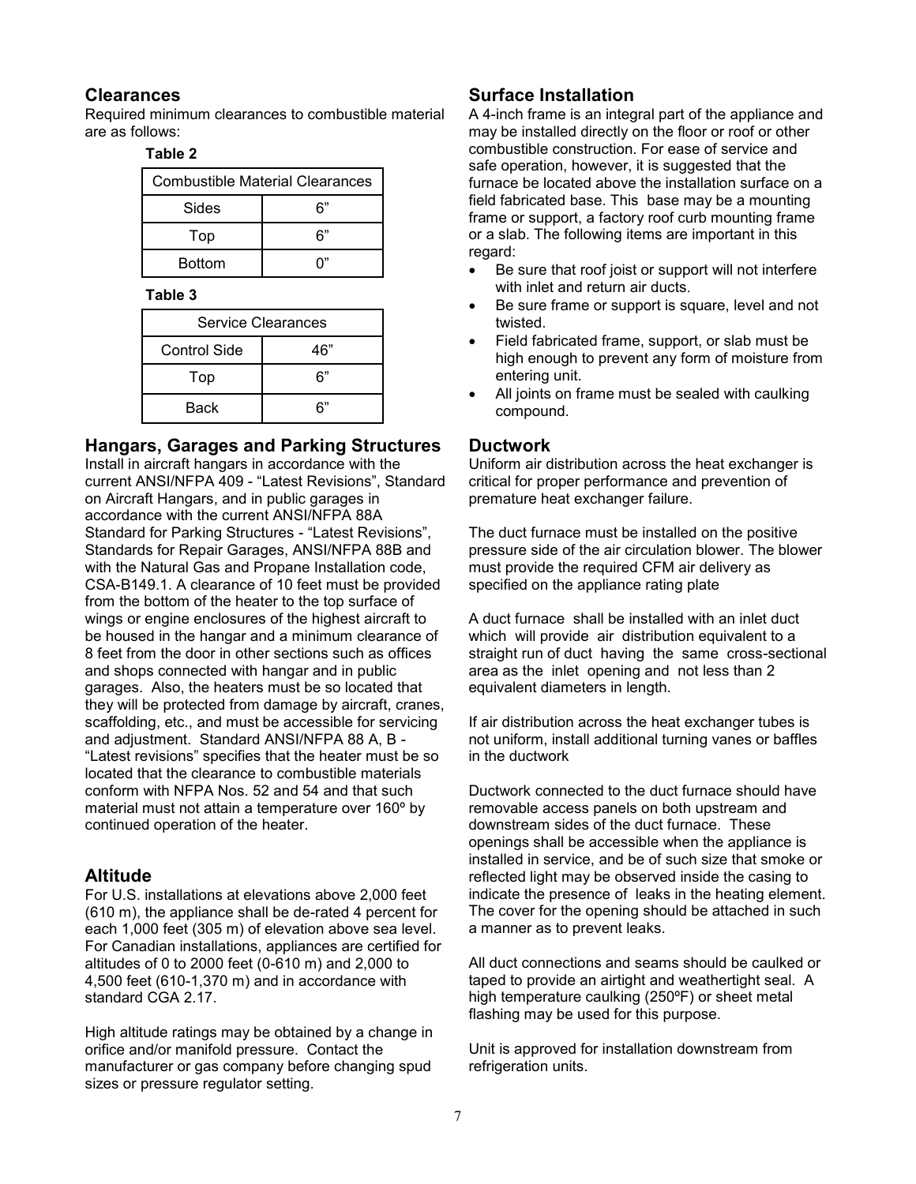## Clearances

Required minimum clearances to combustible material are as follows:

**Table 2**

| Combustible Material Clearances | |
|---|---|
| Sides | 6" |
| Top | 6" |
| Bottom | 0" |

**Table 3**

| Service Clearances | |
|---|---|
| Control Side | 46" |
| Top | 6" |
| Back | 6" |

## Hangars, Garages and Parking Structures

Install in aircraft hangars in accordance with the current ANSI/NFPA 409 - "Latest Revisions", Standard on Aircraft Hangars, and in public garages in accordance with the current ANSI/NFPA 88A Standard for Parking Structures - "Latest Revisions", Standards for Repair Garages, ANSI/NFPA 88B and with the Natural Gas and Propane Installation code, CSA-B149.1. A clearance of 10 feet must be provided from the bottom of the heater to the top surface of wings or engine enclosures of the highest aircraft to be housed in the hangar and a minimum clearance of 8 feet from the door in other sections such as offices and shops connected with hangar and in public garages. Also, the heaters must be so located that they will be protected from damage by aircraft, cranes, scaffolding, etc., and must be accessible for servicing and adjustment. Standard ANSI/NFPA 88 A, B - "Latest revisions" specifies that the heater must be so located that the clearance to combustible materials conform with NFPA Nos. 52 and 54 and that such material must not attain a temperature over 160º by continued operation of the heater.

## Altitude

For U.S. installations at elevations above 2,000 feet (610 m), the appliance shall be de-rated 4 percent for each 1,000 feet (305 m) of elevation above sea level. For Canadian installations, appliances are certified for altitudes of 0 to 2000 feet (0-610 m) and 2,000 to 4,500 feet (610-1,370 m) and in accordance with standard CGA 2.17.

High altitude ratings may be obtained by a change in orifice and/or manifold pressure. Contact the manufacturer or gas company before changing spud sizes or pressure regulator setting.

## Surface Installation

A 4-inch frame is an integral part of the appliance and may be installed directly on the floor or roof or other combustible construction. For ease of service and safe operation, however, it is suggested that the furnace be located above the installation surface on a field fabricated base. This base may be a mounting frame or support, a factory roof curb mounting frame or a slab. The following items are important in this regard:

- Be sure that roof joist or support will not interfere with inlet and return air ducts.
- Be sure frame or support is square, level and not twisted.
- Field fabricated frame, support, or slab must be high enough to prevent any form of moisture from entering unit.
- All joints on frame must be sealed with caulking compound.

## Ductwork

Uniform air distribution across the heat exchanger is critical for proper performance and prevention of premature heat exchanger failure.

The duct furnace must be installed on the positive pressure side of the air circulation blower. The blower must provide the required CFM air delivery as specified on the appliance rating plate

A duct furnace shall be installed with an inlet duct which will provide air distribution equivalent to a straight run of duct having the same cross-sectional area as the inlet opening and not less than 2 equivalent diameters in length.

If air distribution across the heat exchanger tubes is not uniform, install additional turning vanes or baffles in the ductwork

Ductwork connected to the duct furnace should have removable access panels on both upstream and downstream sides of the duct furnace. These openings shall be accessible when the appliance is installed in service, and be of such size that smoke or reflected light may be observed inside the casing to indicate the presence of leaks in the heating element. The cover for the opening should be attached in such a manner as to prevent leaks.

All duct connections and seams should be caulked or taped to provide an airtight and weathertight seal. A high temperature caulking (250ºF) or sheet metal flashing may be used for this purpose.

Unit is approved for installation downstream from refrigeration units.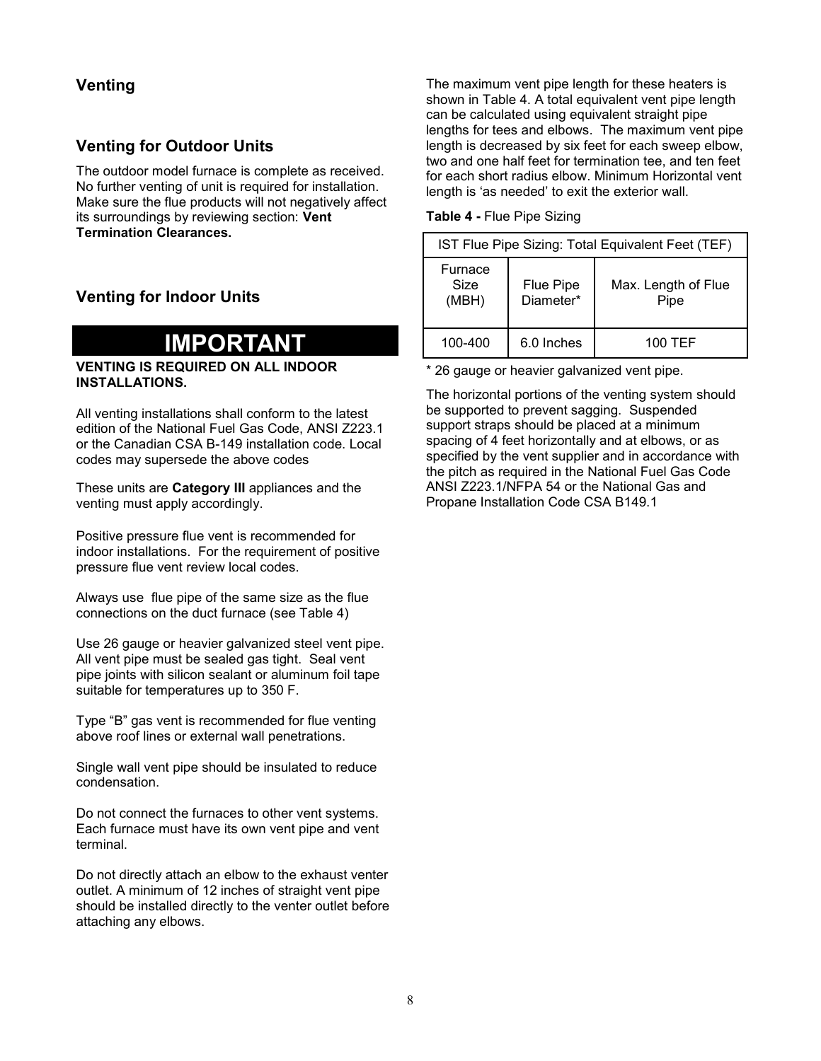## Venting

### Venting for Outdoor Units

The outdoor model furnace is complete as received. No further venting of unit is required for installation. Make sure the flue products will not negatively affect its surroundings by reviewing section: **Vent Termination Clearances.**

### Venting for Indoor Units

## IMPORTANT

**VENTING IS REQUIRED ON ALL INDOOR INSTALLATIONS.**

All venting installations shall conform to the latest edition of the National Fuel Gas Code, ANSI Z223.1 or the Canadian CSA B-149 installation code. Local codes may supersede the above codes

These units are **Category III** appliances and the venting must apply accordingly.

Positive pressure flue vent is recommended for indoor installations. For the requirement of positive pressure flue vent review local codes.

Always use flue pipe of the same size as the flue connections on the duct furnace (see Table 4)

Use 26 gauge or heavier galvanized steel vent pipe. All vent pipe must be sealed gas tight. Seal vent pipe joints with silicon sealant or aluminum foil tape suitable for temperatures up to 350 F.

Type "B" gas vent is recommended for flue venting above roof lines or external wall penetrations.

Single wall vent pipe should be insulated to reduce condensation.

Do not connect the furnaces to other vent systems. Each furnace must have its own vent pipe and vent terminal.

Do not directly attach an elbow to the exhaust venter outlet. A minimum of 12 inches of straight vent pipe should be installed directly to the venter outlet before attaching any elbows.

The maximum vent pipe length for these heaters is shown in Table 4. A total equivalent vent pipe length can be calculated using equivalent straight pipe lengths for tees and elbows. The maximum vent pipe length is decreased by six feet for each sweep elbow, two and one half feet for termination tee, and ten feet for each short radius elbow. Minimum Horizontal vent length is 'as needed' to exit the exterior wall.

**Table 4 -** Flue Pipe Sizing

| IST Flue Pipe Sizing: Total Equivalent Feet (TEF) | | |
|---|---|---|
| Furnace Size (MBH) | Flue Pipe Diameter* | Max. Length of Flue Pipe |
| 100-400 | 6.0 Inches | 100 TEF |

\* 26 gauge or heavier galvanized vent pipe.

The horizontal portions of the venting system should be supported to prevent sagging. Suspended support straps should be placed at a minimum spacing of 4 feet horizontally and at elbows, or as specified by the vent supplier and in accordance with the pitch as required in the National Fuel Gas Code ANSI Z223.1/NFPA 54 or the National Gas and Propane Installation Code CSA B149.1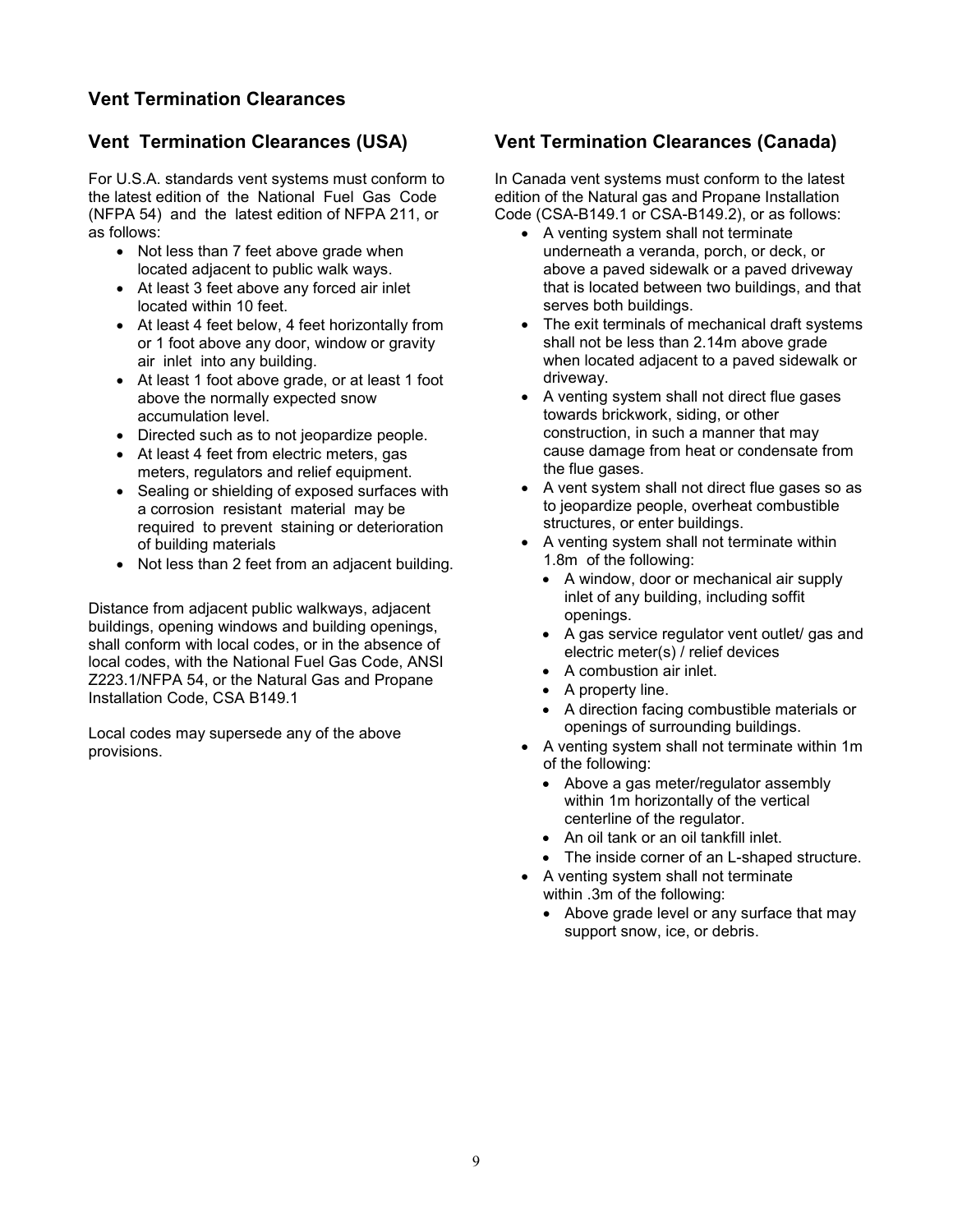## Vent Termination Clearances

### Vent Termination Clearances (USA)

For U.S.A. standards vent systems must conform to the latest edition of the National Fuel Gas Code (NFPA 54) and the latest edition of NFPA 211, or as follows:

- Not less than 7 feet above grade when located adjacent to public walk ways.
- At least 3 feet above any forced air inlet located within 10 feet.
- At least 4 feet below, 4 feet horizontally from or 1 foot above any door, window or gravity air inlet into any building.
- At least 1 foot above grade, or at least 1 foot above the normally expected snow accumulation level.
- Directed such as to not jeopardize people.
- At least 4 feet from electric meters, gas meters, regulators and relief equipment.
- Sealing or shielding of exposed surfaces with a corrosion resistant material may be required to prevent staining or deterioration of building materials
- Not less than 2 feet from an adjacent building.

Distance from adjacent public walkways, adjacent buildings, opening windows and building openings, shall conform with local codes, or in the absence of local codes, with the National Fuel Gas Code, ANSI Z223.1/NFPA 54, or the Natural Gas and Propane Installation Code, CSA B149.1

Local codes may supersede any of the above provisions.

### Vent Termination Clearances (Canada)

In Canada vent systems must conform to the latest edition of the Natural gas and Propane Installation Code (CSA-B149.1 or CSA-B149.2), or as follows:

- A venting system shall not terminate underneath a veranda, porch, or deck, or above a paved sidewalk or a paved driveway that is located between two buildings, and that serves both buildings.
- The exit terminals of mechanical draft systems shall not be less than 2.14m above grade when located adjacent to a paved sidewalk or driveway.
- A venting system shall not direct flue gases towards brickwork, siding, or other construction, in such a manner that may cause damage from heat or condensate from the flue gases.
- A vent system shall not direct flue gases so as to jeopardize people, overheat combustible structures, or enter buildings.
- A venting system shall not terminate within 1.8m of the following:
  - A window, door or mechanical air supply inlet of any building, including soffit openings.
  - A gas service regulator vent outlet/ gas and electric meter(s) / relief devices
  - A combustion air inlet.
  - A property line.
  - A direction facing combustible materials or openings of surrounding buildings.
- A venting system shall not terminate within 1m of the following:
  - Above a gas meter/regulator assembly within 1m horizontally of the vertical centerline of the regulator.
  - An oil tank or an oil tankfill inlet.
  - The inside corner of an L-shaped structure.
- A venting system shall not terminate within .3m of the following:
  - Above grade level or any surface that may support snow, ice, or debris.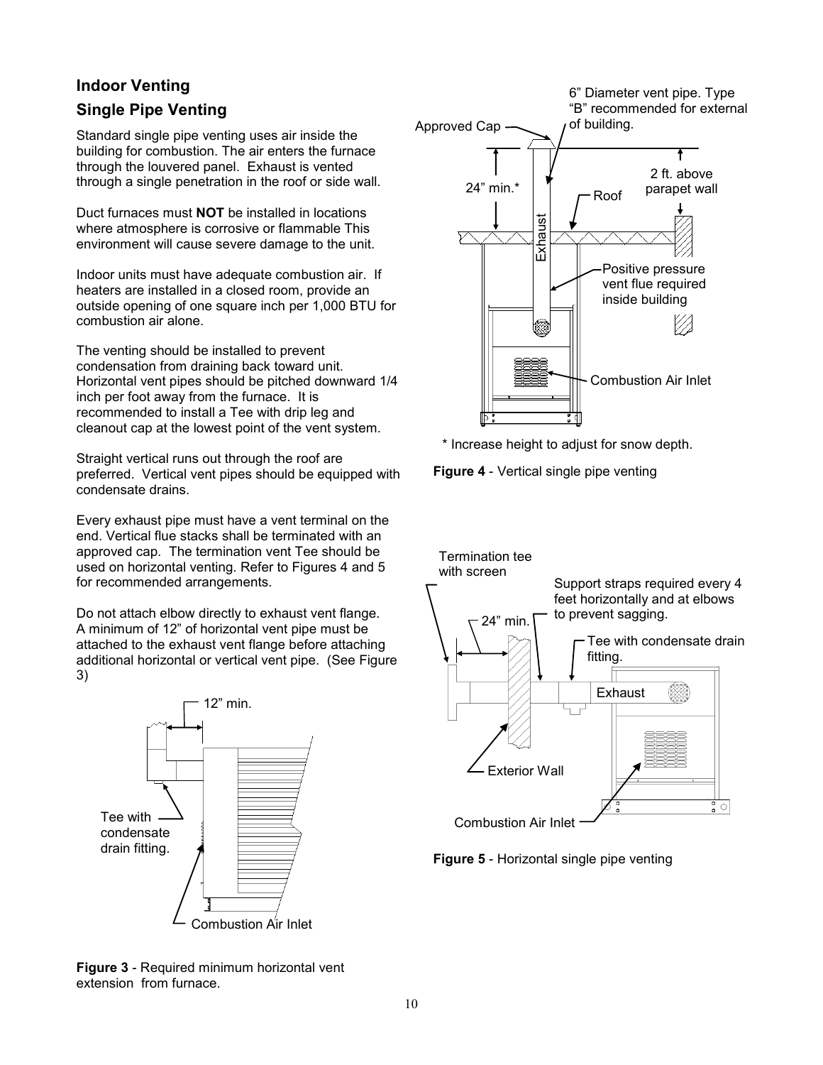## Indoor Venting

### Single Pipe Venting

Standard single pipe venting uses air inside the building for combustion. The air enters the furnace through the louvered panel. Exhaust is vented through a single penetration in the roof or side wall.

Duct furnaces must **NOT** be installed in locations where atmosphere is corrosive or flammable This environment will cause severe damage to the unit.

Indoor units must have adequate combustion air. If heaters are installed in a closed room, provide an outside opening of one square inch per 1,000 BTU for combustion air alone.

The venting should be installed to prevent condensation from draining back toward unit. Horizontal vent pipes should be pitched downward 1/4 inch per foot away from the furnace. It is recommended to install a Tee with drip leg and cleanout cap at the lowest point of the vent system.

Straight vertical runs out through the roof are preferred. Vertical vent pipes should be equipped with condensate drains.

Every exhaust pipe must have a vent terminal on the end. Vertical flue stacks shall be terminated with an approved cap. The termination vent Tee should be used on horizontal venting. Refer to Figures 4 and 5 for recommended arrangements.

Do not attach elbow directly to exhaust vent flange. A minimum of 12" of horizontal vent pipe must be attached to the exhaust vent flange before attaching additional horizontal or vertical vent pipe. (See Figure 3)

**Figure 3** - Required minimum horizontal vent extension from furnace.

\* Increase height to adjust for snow depth.

**Figure 4** - Vertical single pipe venting

**Figure 5** - Horizontal single pipe venting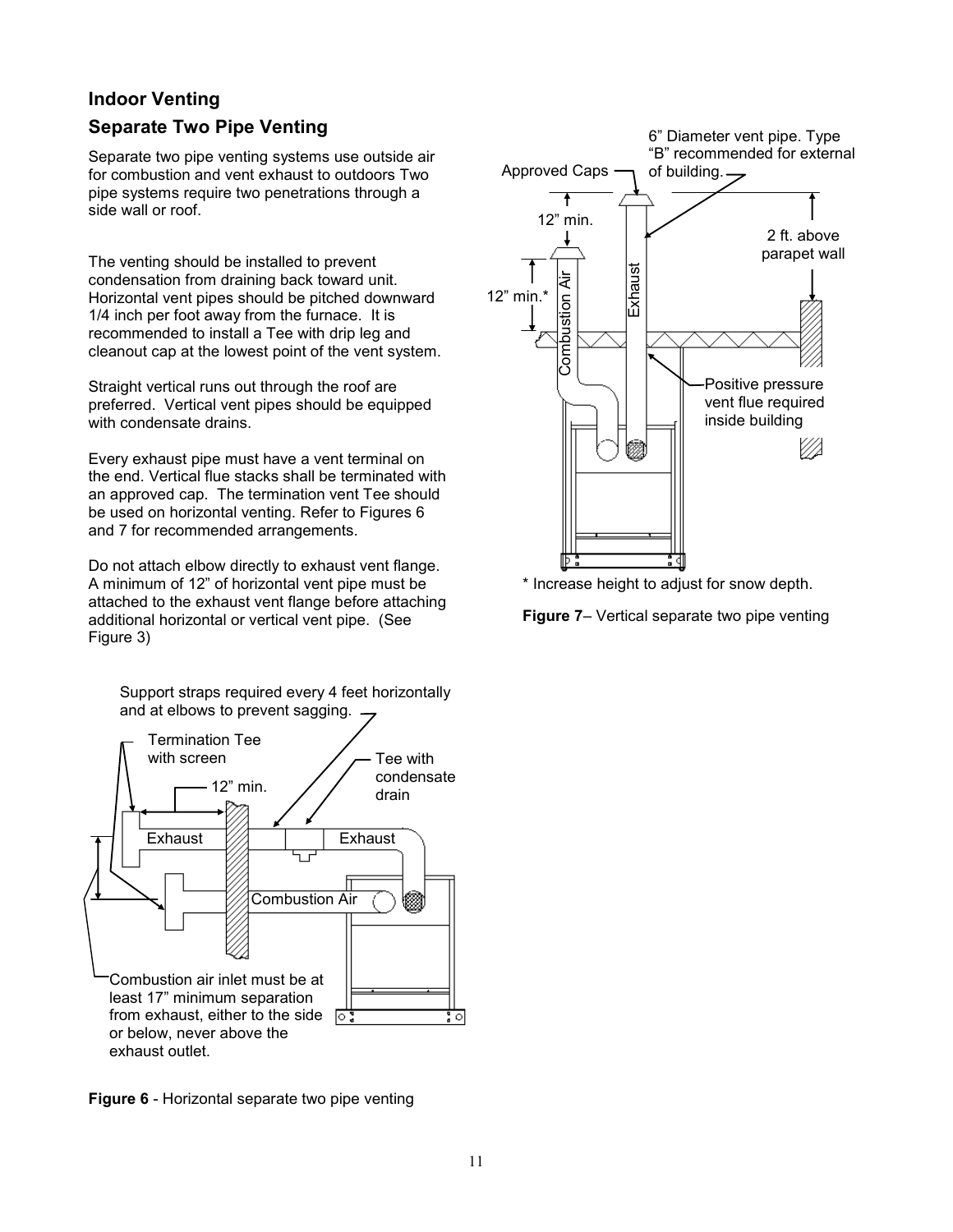## Indoor Venting

### Separate Two Pipe Venting

Separate two pipe venting systems use outside air for combustion and vent exhaust to outdoors Two pipe systems require two penetrations through a side wall or roof.

The venting should be installed to prevent condensation from draining back toward unit. Horizontal vent pipes should be pitched downward 1/4 inch per foot away from the furnace. It is recommended to install a Tee with drip leg and cleanout cap at the lowest point of the vent system.

Straight vertical runs out through the roof are preferred. Vertical vent pipes should be equipped with condensate drains.

Every exhaust pipe must have a vent terminal on the end. Vertical flue stacks shall be terminated with an approved cap. The termination vent Tee should be used on horizontal venting. Refer to Figures 6 and 7 for recommended arrangements.

Do not attach elbow directly to exhaust vent flange. A minimum of 12" of horizontal vent pipe must be attached to the exhaust vent flange before attaching additional horizontal or vertical vent pipe. (See Figure 3)

Support straps required every 4 feet horizontally and at elbows to prevent sagging.

Termination Tee with screen

12" min.

Tee with condensate drain

Exhaust

Exhaust

Combustion Air

Combustion air inlet must be at least 17" minimum separation from exhaust, either to the side or below, never above the exhaust outlet.

**Figure 6** - Horizontal separate two pipe venting

6" Diameter vent pipe. Type "B" recommended for external of building.

Approved Caps

12" min.

2 ft. above parapet wall

12" min.*

Combustion Air

Exhaust

Positive pressure vent flue required inside building

* Increase height to adjust for snow depth.

**Figure 7**– Vertical separate two pipe venting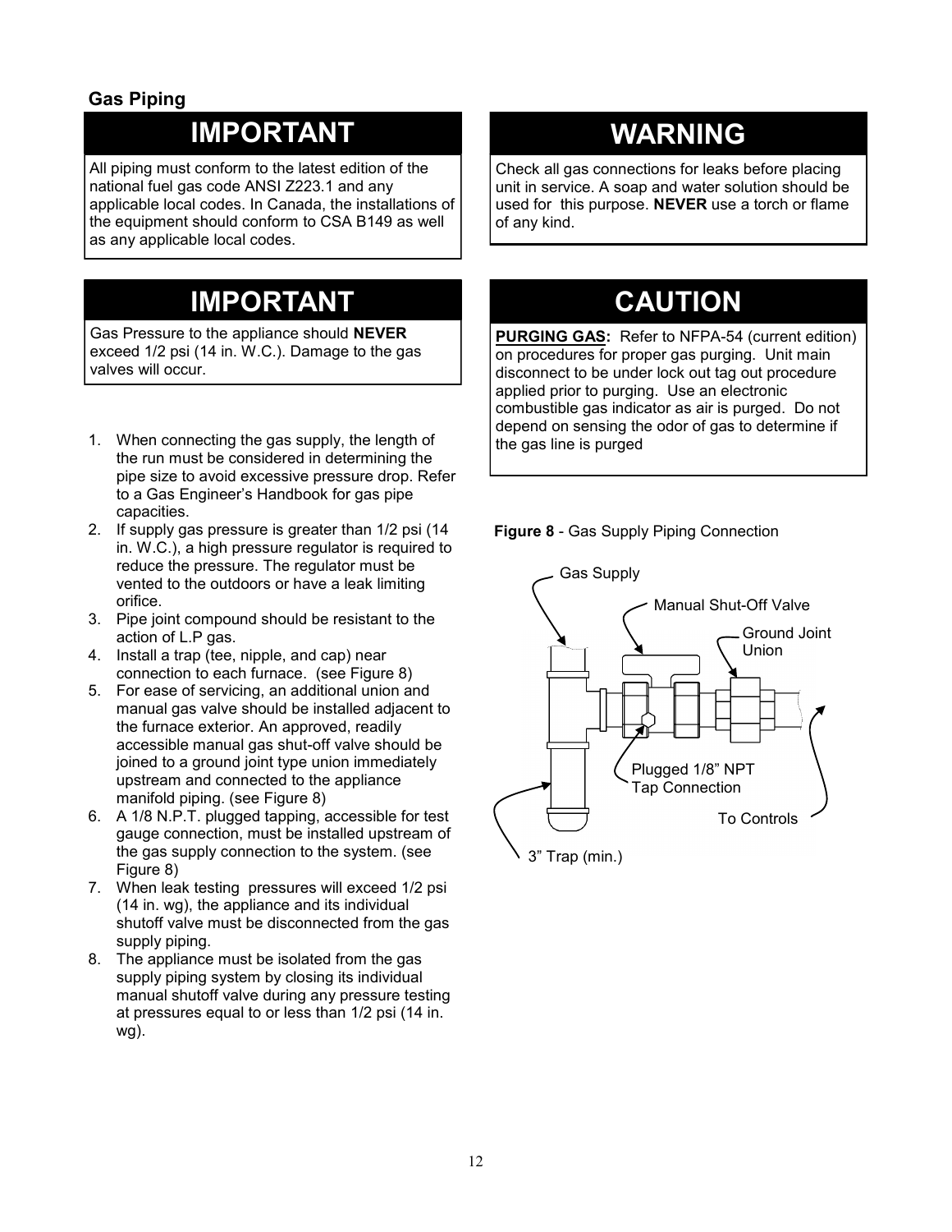## Gas Piping

### IMPORTANT

All piping must conform to the latest edition of the national fuel gas code ANSI Z223.1 and any applicable local codes. In Canada, the installations of the equipment should conform to CSA B149 as well as any applicable local codes.

### IMPORTANT

Gas Pressure to the appliance should **NEVER** exceed 1/2 psi (14 in. W.C.). Damage to the gas valves will occur.

1. When connecting the gas supply, the length of the run must be considered in determining the pipe size to avoid excessive pressure drop. Refer to a Gas Engineer's Handbook for gas pipe capacities.
2. If supply gas pressure is greater than 1/2 psi (14 in. W.C.), a high pressure regulator is required to reduce the pressure. The regulator must be vented to the outdoors or have a leak limiting orifice.
3. Pipe joint compound should be resistant to the action of L.P gas.
4. Install a trap (tee, nipple, and cap) near connection to each furnace. (see Figure 8)
5. For ease of servicing, an additional union and manual gas valve should be installed adjacent to the furnace exterior. An approved, readily accessible manual gas shut-off valve should be joined to a ground joint type union immediately upstream and connected to the appliance manifold piping. (see Figure 8)
6. A 1/8 N.P.T. plugged tapping, accessible for test gauge connection, must be installed upstream of the gas supply connection to the system. (see Figure 8)
7. When leak testing pressures will exceed 1/2 psi (14 in. wg), the appliance and its individual shutoff valve must be disconnected from the gas supply piping.
8. The appliance must be isolated from the gas supply piping system by closing its individual manual shutoff valve during any pressure testing at pressures equal to or less than 1/2 psi (14 in. wg).

### WARNING

Check all gas connections for leaks before placing unit in service. A soap and water solution should be used for this purpose. **NEVER** use a torch or flame of any kind.

### CAUTION

**PURGING GAS:** Refer to NFPA-54 (current edition) on procedures for proper gas purging. Unit main disconnect to be under lock out tag out procedure applied prior to purging. Use an electronic combustible gas indicator as air is purged. Do not depend on sensing the odor of gas to determine if the gas line is purged

**Figure 8** - Gas Supply Piping Connection

Gas Supply

Manual Shut-Off Valve

Ground Joint Union

Plugged 1/8" NPT Tap Connection

To Controls

3" Trap (min.)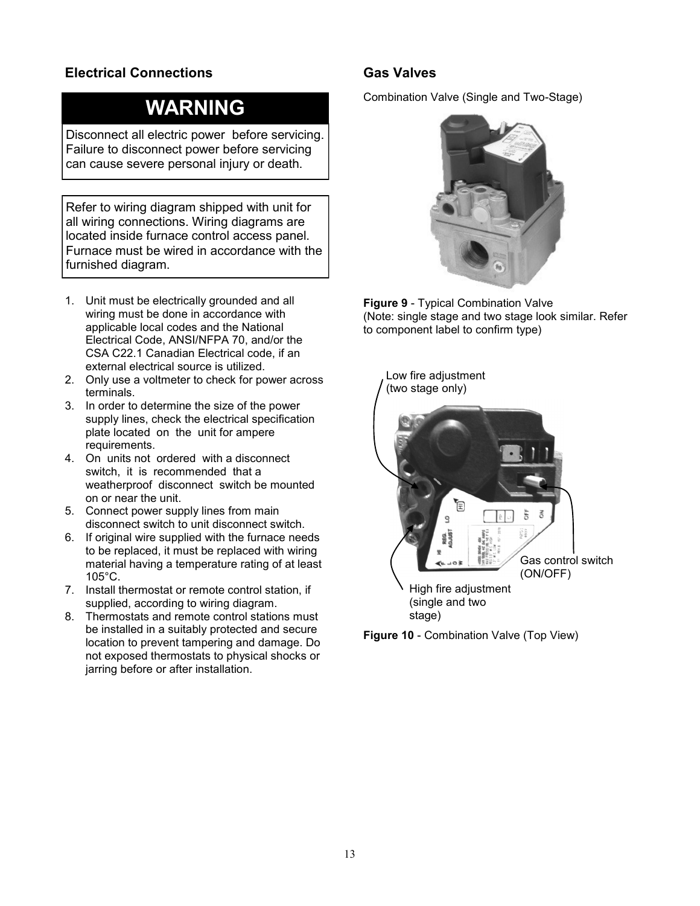## Electrical Connections

**WARNING**

Disconnect all electric power before servicing. Failure to disconnect power before servicing can cause severe personal injury or death.

Refer to wiring diagram shipped with unit for all wiring connections. Wiring diagrams are located inside furnace control access panel. Furnace must be wired in accordance with the furnished diagram.

1. Unit must be electrically grounded and all wiring must be done in accordance with applicable local codes and the National Electrical Code, ANSI/NFPA 70, and/or the CSA C22.1 Canadian Electrical code, if an external electrical source is utilized.
2. Only use a voltmeter to check for power across terminals.
3. In order to determine the size of the power supply lines, check the electrical specification plate located on the unit for ampere requirements.
4. On units not ordered with a disconnect switch, it is recommended that a weatherproof disconnect switch be mounted on or near the unit.
5. Connect power supply lines from main disconnect switch to unit disconnect switch.
6. If original wire supplied with the furnace needs to be replaced, it must be replaced with wiring material having a temperature rating of at least 105°C.
7. Install thermostat or remote control station, if supplied, according to wiring diagram.
8. Thermostats and remote control stations must be installed in a suitably protected and secure location to prevent tampering and damage. Do not exposed thermostats to physical shocks or jarring before or after installation.

## Gas Valves

Combination Valve (Single and Two-Stage)

**Figure 9** - Typical Combination Valve
(Note: single stage and two stage look similar. Refer to component label to confirm type)

Low fire adjustment (two stage only)

Gas control switch (ON/OFF)

High fire adjustment (single and two stage)

**Figure 10** - Combination Valve (Top View)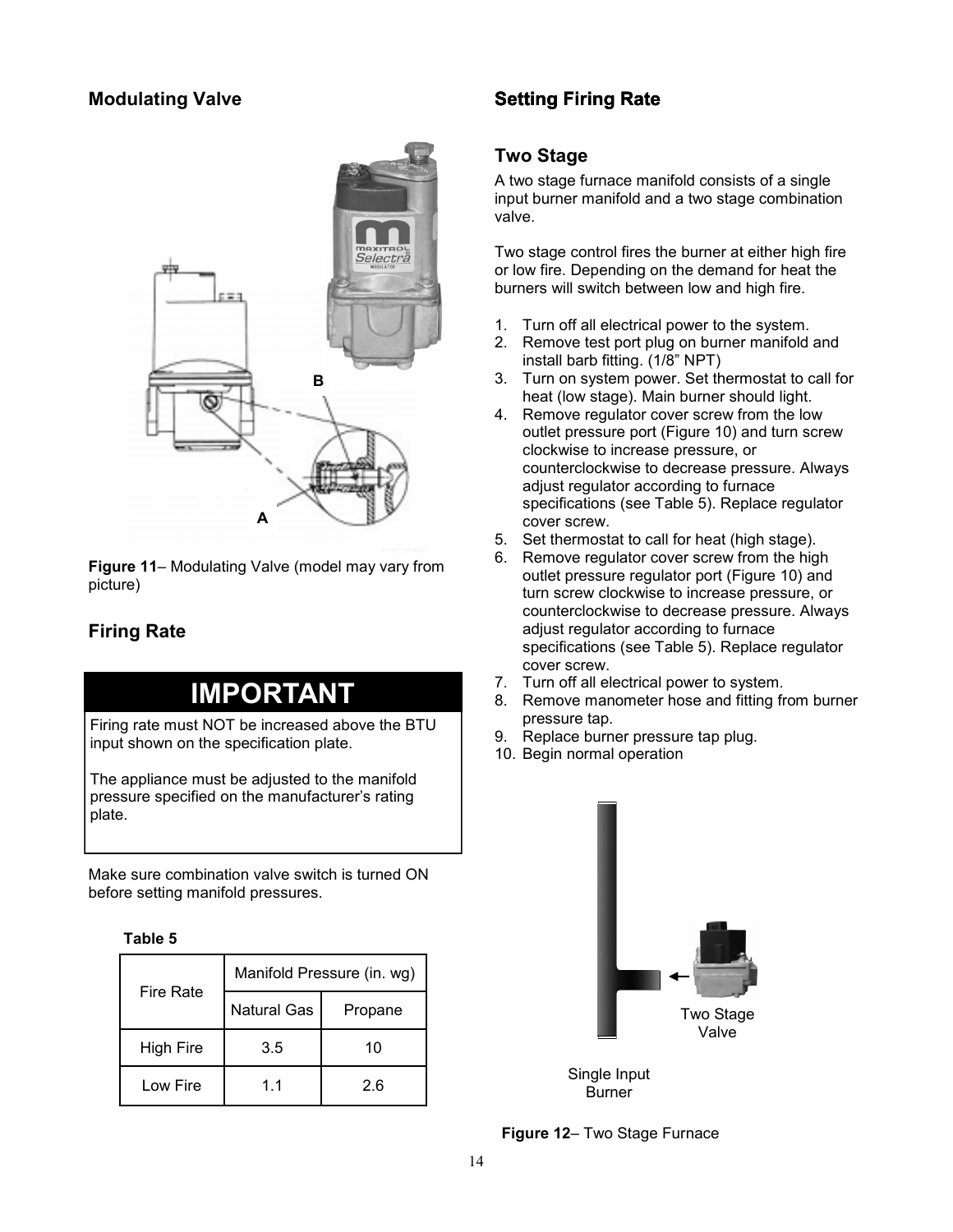## Modulating Valve

Figure 11– Modulating Valve (model may vary from picture)

## Firing Rate

**IMPORTANT**

Firing rate must NOT be increased above the BTU input shown on the specification plate.

The appliance must be adjusted to the manifold pressure specified on the manufacturer's rating plate.

Make sure combination valve switch is turned ON before setting manifold pressures.

**Table 5**

| Fire Rate | Manifold Pressure (in. wg) | |
|---|---|---|
| | Natural Gas | Propane |
| High Fire | 3.5 | 10 |
| Low Fire | 1.1 | 2.6 |

## Setting Firing Rate

### Two Stage

A two stage furnace manifold consists of a single input burner manifold and a two stage combination valve.

Two stage control fires the burner at either high fire or low fire. Depending on the demand for heat the burners will switch between low and high fire.

1. Turn off all electrical power to the system.
2. Remove test port plug on burner manifold and install barb fitting. (1/8" NPT)
3. Turn on system power. Set thermostat to call for heat (low stage). Main burner should light.
4. Remove regulator cover screw from the low outlet pressure port (Figure 10) and turn screw clockwise to increase pressure, or counterclockwise to decrease pressure. Always adjust regulator according to furnace specifications (see Table 5). Replace regulator cover screw.
5. Set thermostat to call for heat (high stage).
6. Remove regulator cover screw from the high outlet pressure regulator port (Figure 10) and turn screw clockwise to increase pressure, or counterclockwise to decrease pressure. Always adjust regulator according to furnace specifications (see Table 5). Replace regulator cover screw.
7. Turn off all electrical power to system.
8. Remove manometer hose and fitting from burner pressure tap.
9. Replace burner pressure tap plug.
10. Begin normal operation

Figure 12– Two Stage Furnace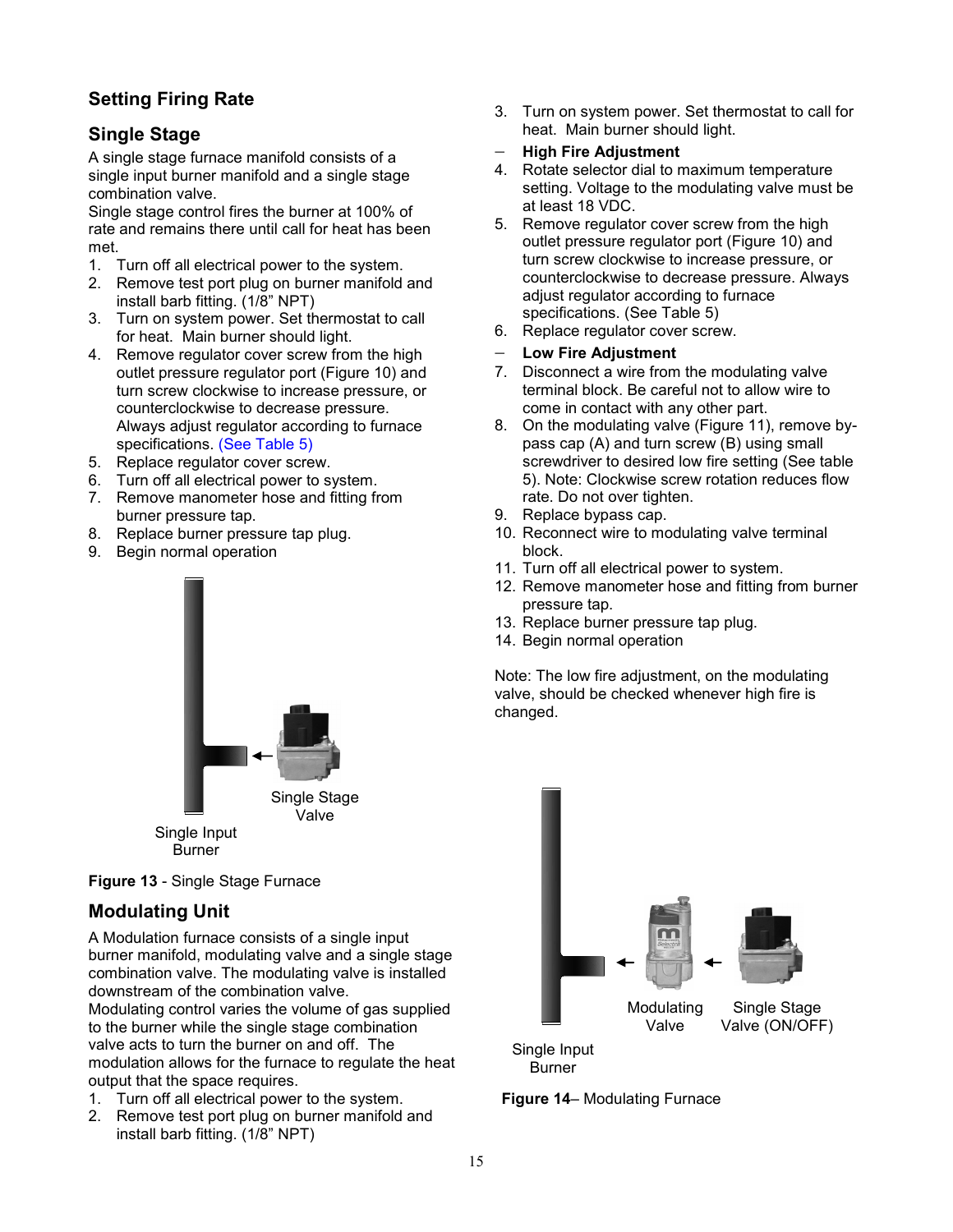## Setting Firing Rate

### Single Stage

A single stage furnace manifold consists of a single input burner manifold and a single stage combination valve.

Single stage control fires the burner at 100% of rate and remains there until call for heat has been met.

1. Turn off all electrical power to the system.
2. Remove test port plug on burner manifold and install barb fitting. (1/8" NPT)
3. Turn on system power. Set thermostat to call for heat. Main burner should light.
4. Remove regulator cover screw from the high outlet pressure regulator port (Figure 10) and turn screw clockwise to increase pressure, or counterclockwise to decrease pressure. Always adjust regulator according to furnace specifications. (See Table 5)
5. Replace regulator cover screw.
6. Turn off all electrical power to system.
7. Remove manometer hose and fitting from burner pressure tap.
8. Replace burner pressure tap plug.
9. Begin normal operation

Single Stage Valve

Single Input Burner

**Figure 13** - Single Stage Furnace

### Modulating Unit

A Modulation furnace consists of a single input burner manifold, modulating valve and a single stage combination valve. The modulating valve is installed downstream of the combination valve.

Modulating control varies the volume of gas supplied to the burner while the single stage combination valve acts to turn the burner on and off. The modulation allows for the furnace to regulate the heat output that the space requires.

1. Turn off all electrical power to the system.
2. Remove test port plug on burner manifold and install barb fitting. (1/8" NPT)
3. Turn on system power. Set thermostat to call for heat. Main burner should light.

– **High Fire Adjustment**

4. Rotate selector dial to maximum temperature setting. Voltage to the modulating valve must be at least 18 VDC.
5. Remove regulator cover screw from the high outlet pressure regulator port (Figure 10) and turn screw clockwise to increase pressure, or counterclockwise to decrease pressure. Always adjust regulator according to furnace specifications. (See Table 5)
6. Replace regulator cover screw.

– **Low Fire Adjustment**

7. Disconnect a wire from the modulating valve terminal block. Be careful not to allow wire to come in contact with any other part.
8. On the modulating valve (Figure 11), remove by-pass cap (A) and turn screw (B) using small screwdriver to desired low fire setting (See table 5). Note: Clockwise screw rotation reduces flow rate. Do not over tighten.
9. Replace bypass cap.
10. Reconnect wire to modulating valve terminal block.
11. Turn off all electrical power to system.
12. Remove manometer hose and fitting from burner pressure tap.
13. Replace burner pressure tap plug.
14. Begin normal operation

Note: The low fire adjustment, on the modulating valve, should be checked whenever high fire is changed.

Modulating Valve

Single Stage Valve (ON/OFF)

Single Input Burner

**Figure 14**– Modulating Furnace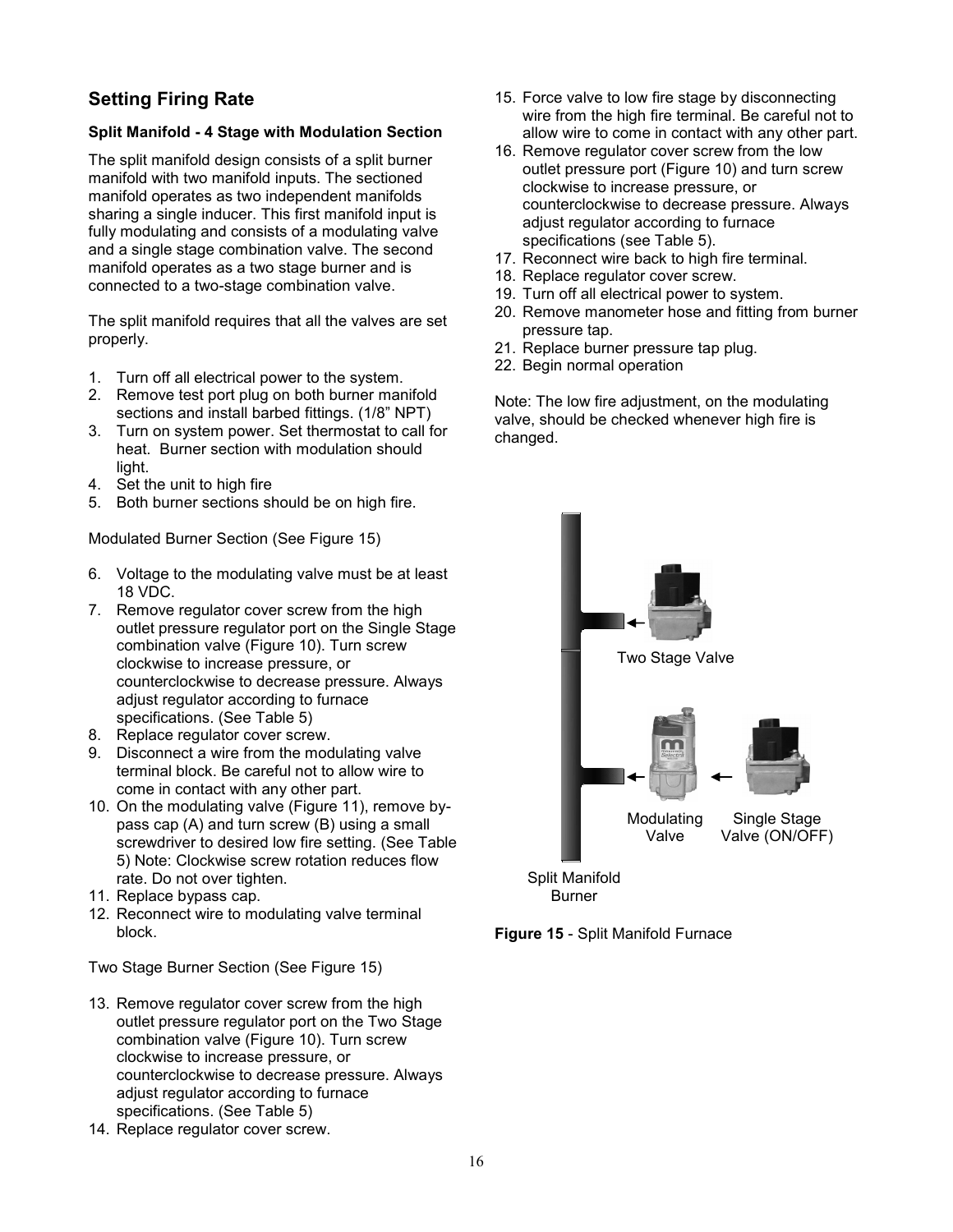## Setting Firing Rate

**Split Manifold - 4 Stage with Modulation Section**

The split manifold design consists of a split burner manifold with two manifold inputs. The sectioned manifold operates as two independent manifolds sharing a single inducer. This first manifold input is fully modulating and consists of a modulating valve and a single stage combination valve. The second manifold operates as a two stage burner and is connected to a two-stage combination valve.

The split manifold requires that all the valves are set properly.

1. Turn off all electrical power to the system.
2. Remove test port plug on both burner manifold sections and install barbed fittings. (1/8" NPT)
3. Turn on system power. Set thermostat to call for heat. Burner section with modulation should light.
4. Set the unit to high fire
5. Both burner sections should be on high fire.

Modulated Burner Section (See Figure 15)

6. Voltage to the modulating valve must be at least 18 VDC.
7. Remove regulator cover screw from the high outlet pressure regulator port on the Single Stage combination valve (Figure 10). Turn screw clockwise to increase pressure, or counterclockwise to decrease pressure. Always adjust regulator according to furnace specifications. (See Table 5)
8. Replace regulator cover screw.
9. Disconnect a wire from the modulating valve terminal block. Be careful not to allow wire to come in contact with any other part.
10. On the modulating valve (Figure 11), remove by-pass cap (A) and turn screw (B) using a small screwdriver to desired low fire setting. (See Table 5) Note: Clockwise screw rotation reduces flow rate. Do not over tighten.
11. Replace bypass cap.
12. Reconnect wire to modulating valve terminal block.

Two Stage Burner Section (See Figure 15)

13. Remove regulator cover screw from the high outlet pressure regulator port on the Two Stage combination valve (Figure 10). Turn screw clockwise to increase pressure, or counterclockwise to decrease pressure. Always adjust regulator according to furnace specifications. (See Table 5)
14. Replace regulator cover screw.
15. Force valve to low fire stage by disconnecting wire from the high fire terminal. Be careful not to allow wire to come in contact with any other part.
16. Remove regulator cover screw from the low outlet pressure port (Figure 10) and turn screw clockwise to increase pressure, or counterclockwise to decrease pressure. Always adjust regulator according to furnace specifications (see Table 5).
17. Reconnect wire back to high fire terminal.
18. Replace regulator cover screw.
19. Turn off all electrical power to system.
20. Remove manometer hose and fitting from burner pressure tap.
21. Replace burner pressure tap plug.
22. Begin normal operation

Note: The low fire adjustment, on the modulating valve, should be checked whenever high fire is changed.

Two Stage Valve

Modulating Valve

Single Stage Valve (ON/OFF)

Split Manifold Burner

**Figure 15** - Split Manifold Furnace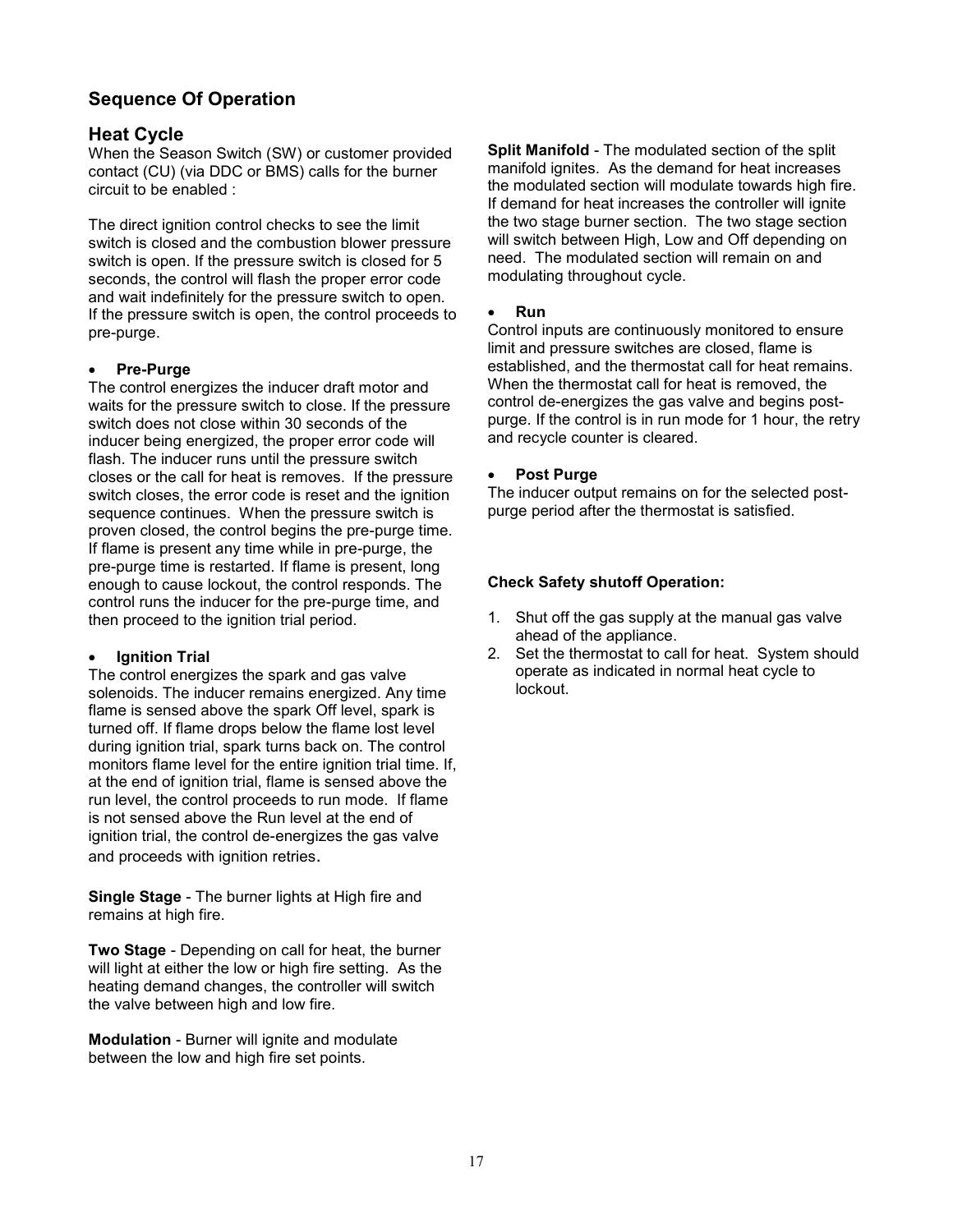## Sequence Of Operation

### Heat Cycle

When the Season Switch (SW) or customer provided contact (CU) (via DDC or BMS) calls for the burner circuit to be enabled :

The direct ignition control checks to see the limit switch is closed and the combustion blower pressure switch is open. If the pressure switch is closed for 5 seconds, the control will flash the proper error code and wait indefinitely for the pressure switch to open. If the pressure switch is open, the control proceeds to pre-purge.

- **Pre-Purge**

The control energizes the inducer draft motor and waits for the pressure switch to close. If the pressure switch does not close within 30 seconds of the inducer being energized, the proper error code will flash. The inducer runs until the pressure switch closes or the call for heat is removes. If the pressure switch closes, the error code is reset and the ignition sequence continues. When the pressure switch is proven closed, the control begins the pre-purge time. If flame is present any time while in pre-purge, the pre-purge time is restarted. If flame is present, long enough to cause lockout, the control responds. The control runs the inducer for the pre-purge time, and then proceed to the ignition trial period.

- **Ignition Trial**

The control energizes the spark and gas valve solenoids. The inducer remains energized. Any time flame is sensed above the spark Off level, spark is turned off. If flame drops below the flame lost level during ignition trial, spark turns back on. The control monitors flame level for the entire ignition trial time. If, at the end of ignition trial, flame is sensed above the run level, the control proceeds to run mode. If flame is not sensed above the Run level at the end of ignition trial, the control de-energizes the gas valve and proceeds with ignition retries.

**Single Stage** - The burner lights at High fire and remains at high fire.

**Two Stage** - Depending on call for heat, the burner will light at either the low or high fire setting. As the heating demand changes, the controller will switch the valve between high and low fire.

**Modulation** - Burner will ignite and modulate between the low and high fire set points.

**Split Manifold** - The modulated section of the split manifold ignites. As the demand for heat increases the modulated section will modulate towards high fire. If demand for heat increases the controller will ignite the two stage burner section. The two stage section will switch between High, Low and Off depending on need. The modulated section will remain on and modulating throughout cycle.

- **Run**

Control inputs are continuously monitored to ensure limit and pressure switches are closed, flame is established, and the thermostat call for heat remains. When the thermostat call for heat is removed, the control de-energizes the gas valve and begins post-purge. If the control is in run mode for 1 hour, the retry and recycle counter is cleared.

- **Post Purge**

The inducer output remains on for the selected post-purge period after the thermostat is satisfied.

**Check Safety shutoff Operation:**

1. Shut off the gas supply at the manual gas valve ahead of the appliance.
2. Set the thermostat to call for heat. System should operate as indicated in normal heat cycle to lockout.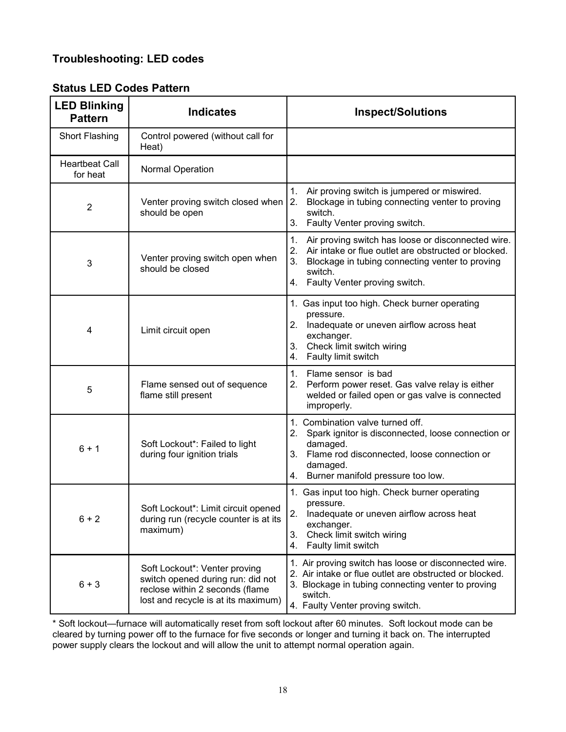## Troubleshooting: LED codes

### Status LED Codes Pattern

| LED Blinking Pattern | Indicates | Inspect/Solutions |
|---|---|---|
| Short Flashing | Control powered (without call for Heat) | |
| Heartbeat Call for heat | Normal Operation | |
| 2 | Venter proving switch closed when should be open | 1. Air proving switch is jumpered or miswired.<br>2. Blockage in tubing connecting venter to proving switch.<br>3. Faulty Venter proving switch. |
| 3 | Venter proving switch open when should be closed | 1. Air proving switch has loose or disconnected wire.<br>2. Air intake or flue outlet are obstructed or blocked.<br>3. Blockage in tubing connecting venter to proving switch.<br>4. Faulty Venter proving switch. |
| 4 | Limit circuit open | 1. Gas input too high. Check burner operating pressure.<br>2. Inadequate or uneven airflow across heat exchanger.<br>3. Check limit switch wiring<br>4. Faulty limit switch |
| 5 | Flame sensed out of sequence flame still present | 1. Flame sensor is bad<br>2. Perform power reset. Gas valve relay is either welded or failed open or gas valve is connected improperly. |
| 6 + 1 | Soft Lockout*: Failed to light during four ignition trials | 1. Combination valve turned off.<br>2. Spark ignitor is disconnected, loose connection or damaged.<br>3. Flame rod disconnected, loose connection or damaged.<br>4. Burner manifold pressure too low. |
| 6 + 2 | Soft Lockout*: Limit circuit opened during run (recycle counter is at its maximum) | 1. Gas input too high. Check burner operating pressure.<br>2. Inadequate or uneven airflow across heat exchanger.<br>3. Check limit switch wiring<br>4. Faulty limit switch |
| 6 + 3 | Soft Lockout*: Venter proving switch opened during run: did not reclose within 2 seconds (flame lost and recycle is at its maximum) | 1. Air proving switch has loose or disconnected wire.<br>2. Air intake or flue outlet are obstructed or blocked.<br>3. Blockage in tubing connecting venter to proving switch.<br>4. Faulty Venter proving switch. |

* Soft lockout—furnace will automatically reset from soft lockout after 60 minutes. Soft lockout mode can be cleared by turning power off to the furnace for five seconds or longer and turning it back on. The interrupted power supply clears the lockout and will allow the unit to attempt normal operation again.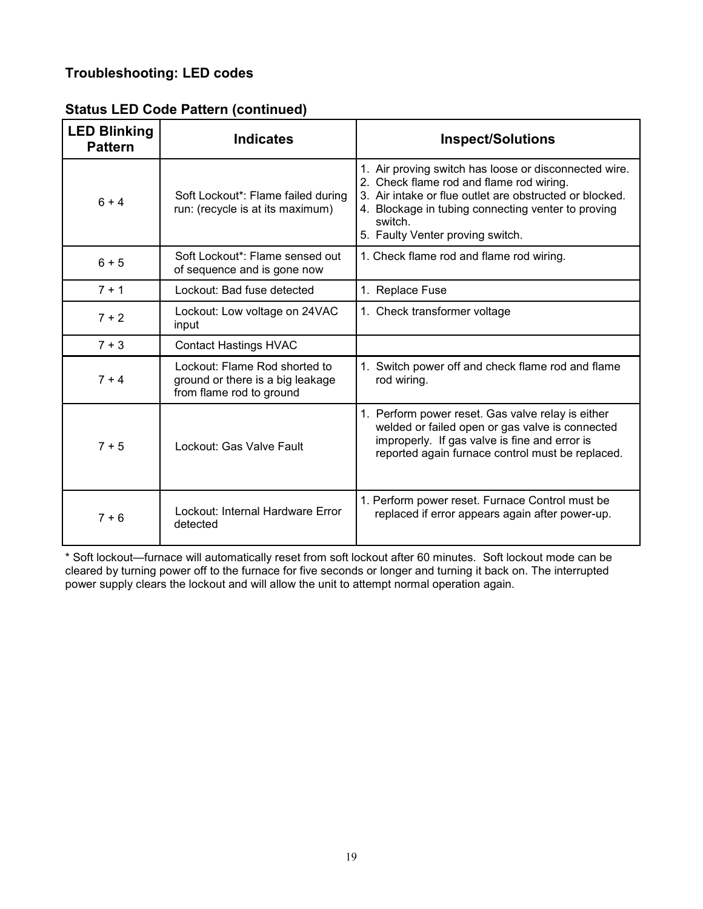### Troubleshooting: LED codes

### Status LED Code Pattern (continued)

| LED Blinking Pattern | Indicates | Inspect/Solutions |
|---|---|---|
| 6 + 4 | Soft Lockout*: Flame failed during run: (recycle is at its maximum) | 1. Air proving switch has loose or disconnected wire.<br>2. Check flame rod and flame rod wiring.<br>3. Air intake or flue outlet are obstructed or blocked.<br>4. Blockage in tubing connecting venter to proving switch.<br>5. Faulty Venter proving switch. |
| 6 + 5 | Soft Lockout*: Flame sensed out of sequence and is gone now | 1. Check flame rod and flame rod wiring. |
| 7 + 1 | Lockout: Bad fuse detected | 1. Replace Fuse |
| 7 + 2 | Lockout: Low voltage on 24VAC input | 1. Check transformer voltage |
| 7 + 3 | Contact Hastings HVAC | |
| 7 + 4 | Lockout: Flame Rod shorted to ground or there is a big leakage from flame rod to ground | 1. Switch power off and check flame rod and flame rod wiring. |
| 7 + 5 | Lockout: Gas Valve Fault | 1. Perform power reset. Gas valve relay is either welded or failed open or gas valve is connected improperly. If gas valve is fine and error is reported again furnace control must be replaced. |
| 7 + 6 | Lockout: Internal Hardware Error detected | 1. Perform power reset. Furnace Control must be replaced if error appears again after power-up. |

* Soft lockout—furnace will automatically reset from soft lockout after 60 minutes. Soft lockout mode can be cleared by turning power off to the furnace for five seconds or longer and turning it back on. The interrupted power supply clears the lockout and will allow the unit to attempt normal operation again.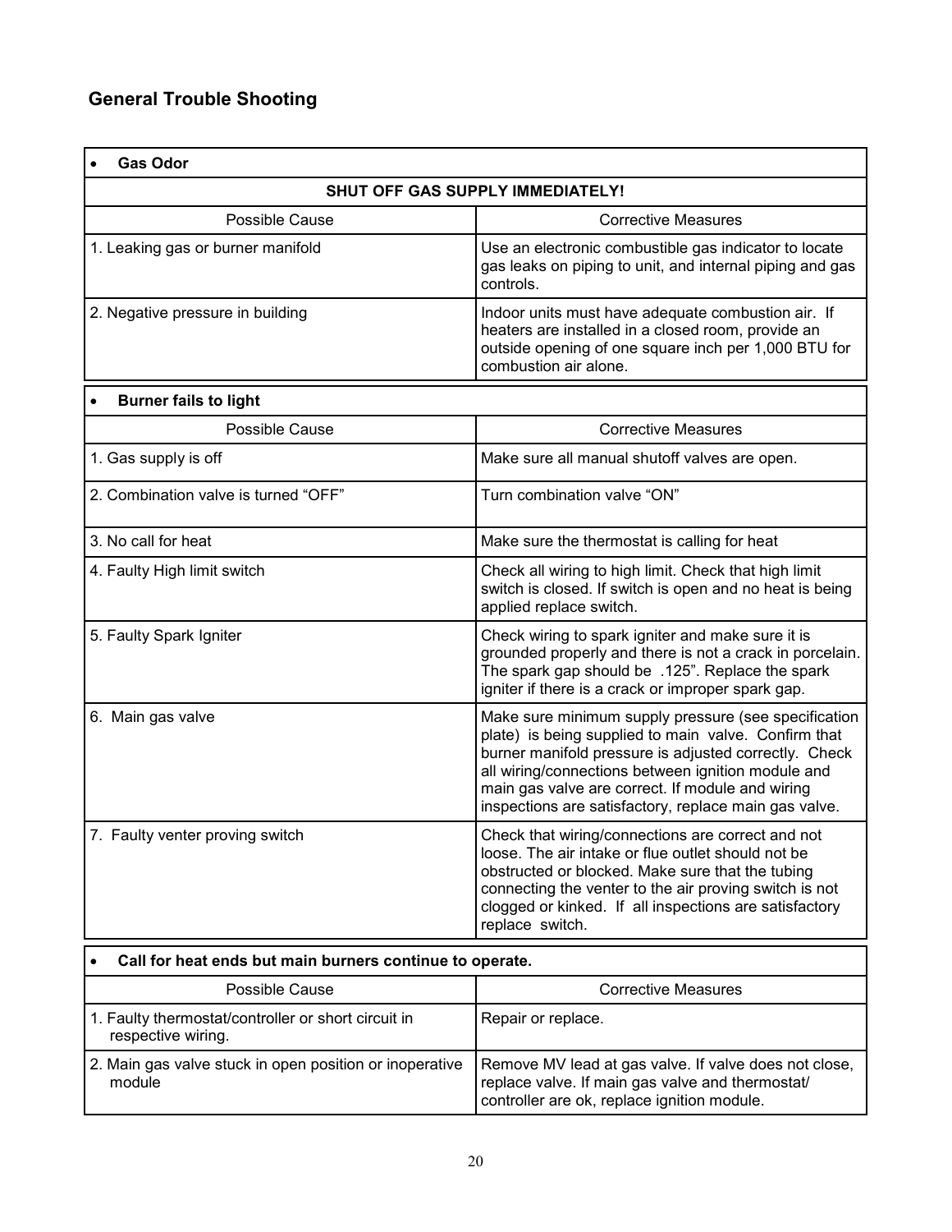## General Trouble Shooting

- **Gas Odor**

**SHUT OFF GAS SUPPLY IMMEDIATELY!**

| Possible Cause | Corrective Measures |
|---|---|
| 1. Leaking gas or burner manifold | Use an electronic combustible gas indicator to locate gas leaks on piping to unit, and internal piping and gas controls. |
| 2. Negative pressure in building | Indoor units must have adequate combustion air. If heaters are installed in a closed room, provide an outside opening of one square inch per 1,000 BTU for combustion air alone. |

- **Burner fails to light**

| Possible Cause | Corrective Measures |
|---|---|
| 1. Gas supply is off | Make sure all manual shutoff valves are open. |
| 2. Combination valve is turned "OFF" | Turn combination valve "ON" |
| 3. No call for heat | Make sure the thermostat is calling for heat |
| 4. Faulty High limit switch | Check all wiring to high limit. Check that high limit switch is closed. If switch is open and no heat is being applied replace switch. |
| 5. Faulty Spark Igniter | Check wiring to spark igniter and make sure it is grounded properly and there is not a crack in porcelain. The spark gap should be .125". Replace the spark igniter if there is a crack or improper spark gap. |
| 6. Main gas valve | Make sure minimum supply pressure (see specification plate) is being supplied to main valve. Confirm that burner manifold pressure is adjusted correctly. Check all wiring/connections between ignition module and main gas valve are correct. If module and wiring inspections are satisfactory, replace main gas valve. |
| 7. Faulty venter proving switch | Check that wiring/connections are correct and not loose. The air intake or flue outlet should not be obstructed or blocked. Make sure that the tubing connecting the venter to the air proving switch is not clogged or kinked. If all inspections are satisfactory replace switch. |

- **Call for heat ends but main burners continue to operate.**

| Possible Cause | Corrective Measures |
|---|---|
| 1. Faulty thermostat/controller or short circuit in respective wiring. | Repair or replace. |
| 2. Main gas valve stuck in open position or inoperative module | Remove MV lead at gas valve. If valve does not close, replace valve. If main gas valve and thermostat/ controller are ok, replace ignition module. |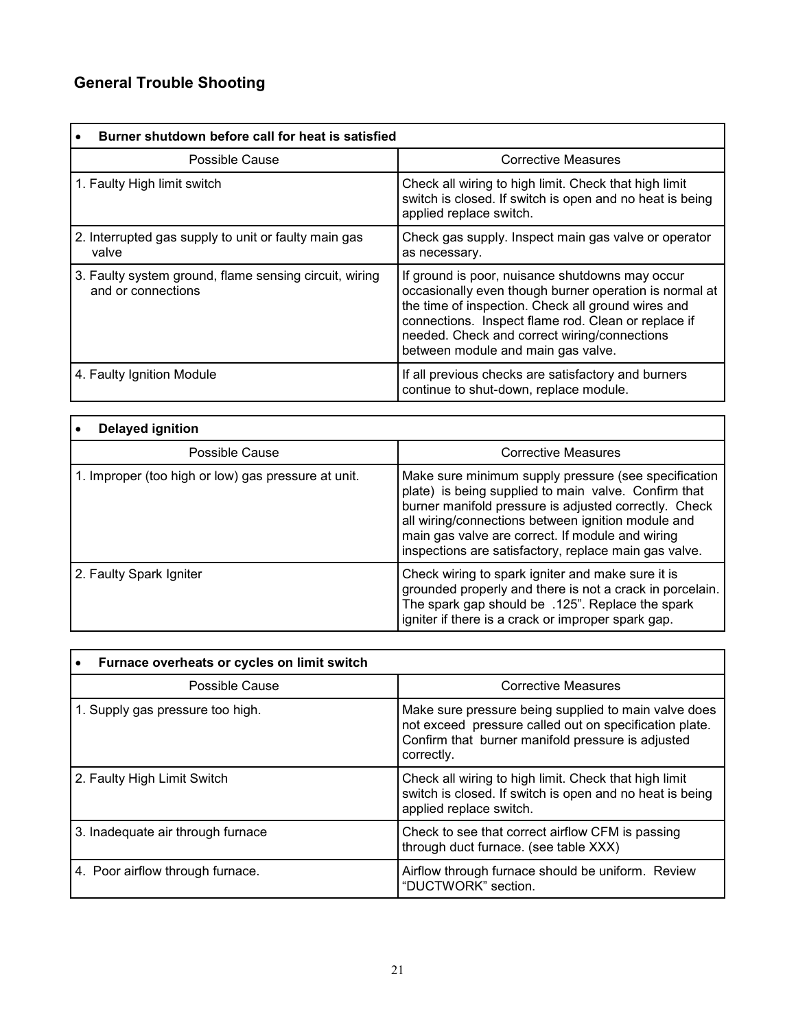## General Trouble Shooting

| • **Burner shutdown before call for heat is satisfied** | |
|---|---|
| Possible Cause | Corrective Measures |
| 1. Faulty High limit switch | Check all wiring to high limit. Check that high limit switch is closed. If switch is open and no heat is being applied replace switch. |
| 2. Interrupted gas supply to unit or faulty main gas valve | Check gas supply. Inspect main gas valve or operator as necessary. |
| 3. Faulty system ground, flame sensing circuit, wiring and or connections | If ground is poor, nuisance shutdowns may occur occasionally even though burner operation is normal at the time of inspection. Check all ground wires and connections. Inspect flame rod. Clean or replace if needed. Check and correct wiring/connections between module and main gas valve. |
| 4. Faulty Ignition Module | If all previous checks are satisfactory and burners continue to shut-down, replace module. |

| • **Delayed ignition** | |
|---|---|
| Possible Cause | Corrective Measures |
| 1. Improper (too high or low) gas pressure at unit. | Make sure minimum supply pressure (see specification plate) is being supplied to main valve. Confirm that burner manifold pressure is adjusted correctly. Check all wiring/connections between ignition module and main gas valve are correct. If module and wiring inspections are satisfactory, replace main gas valve. |
| 2. Faulty Spark Igniter | Check wiring to spark igniter and make sure it is grounded properly and there is not a crack in porcelain. The spark gap should be .125". Replace the spark igniter if there is a crack or improper spark gap. |

| • **Furnace overheats or cycles on limit switch** | |
|---|---|
| Possible Cause | Corrective Measures |
| 1. Supply gas pressure too high. | Make sure pressure being supplied to main valve does not exceed pressure called out on specification plate. Confirm that burner manifold pressure is adjusted correctly. |
| 2. Faulty High Limit Switch | Check all wiring to high limit. Check that high limit switch is closed. If switch is open and no heat is being applied replace switch. |
| 3. Inadequate air through furnace | Check to see that correct airflow CFM is passing through duct furnace. (see table XXX) |
| 4. Poor airflow through furnace. | Airflow through furnace should be uniform. Review "DUCTWORK" section. |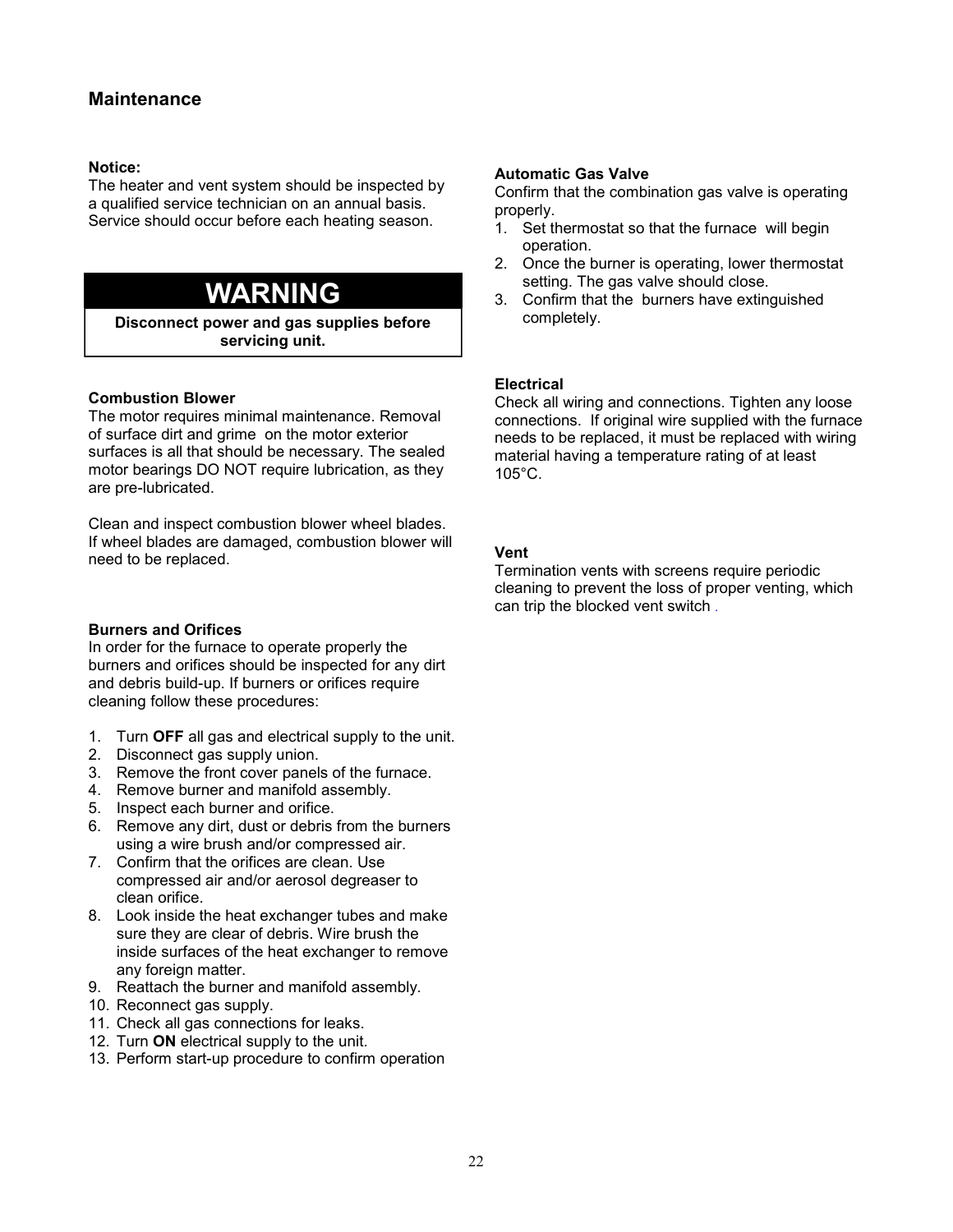## Maintenance

**Notice:**
The heater and vent system should be inspected by a qualified service technician on an annual basis. Service should occur before each heating season.

**WARNING**

**Disconnect power and gas supplies before servicing unit.**

### Combustion Blower

The motor requires minimal maintenance. Removal of surface dirt and grime on the motor exterior surfaces is all that should be necessary. The sealed motor bearings DO NOT require lubrication, as they are pre-lubricated.

Clean and inspect combustion blower wheel blades. If wheel blades are damaged, combustion blower will need to be replaced.

### Burners and Orifices

In order for the furnace to operate properly the burners and orifices should be inspected for any dirt and debris build-up. If burners or orifices require cleaning follow these procedures:

1. Turn **OFF** all gas and electrical supply to the unit.
2. Disconnect gas supply union.
3. Remove the front cover panels of the furnace.
4. Remove burner and manifold assembly.
5. Inspect each burner and orifice.
6. Remove any dirt, dust or debris from the burners using a wire brush and/or compressed air.
7. Confirm that the orifices are clean. Use compressed air and/or aerosol degreaser to clean orifice.
8. Look inside the heat exchanger tubes and make sure they are clear of debris. Wire brush the inside surfaces of the heat exchanger to remove any foreign matter.
9. Reattach the burner and manifold assembly.
10. Reconnect gas supply.
11. Check all gas connections for leaks.
12. Turn **ON** electrical supply to the unit.
13. Perform start-up procedure to confirm operation

### Automatic Gas Valve

Confirm that the combination gas valve is operating properly.

1. Set thermostat so that the furnace will begin operation.
2. Once the burner is operating, lower thermostat setting. The gas valve should close.
3. Confirm that the burners have extinguished completely.

### Electrical

Check all wiring and connections. Tighten any loose connections. If original wire supplied with the furnace needs to be replaced, it must be replaced with wiring material having a temperature rating of at least 105°C.

### Vent

Termination vents with screens require periodic cleaning to prevent the loss of proper venting, which can trip the blocked vent switch .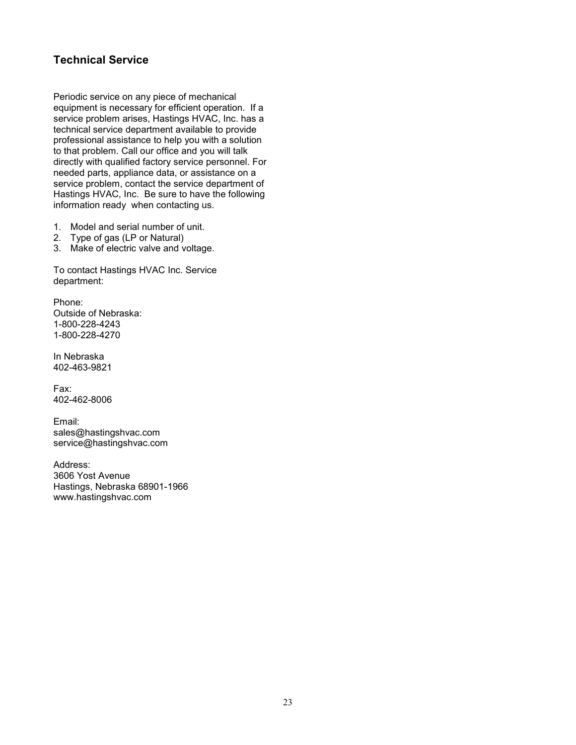## Technical Service

Periodic service on any piece of mechanical equipment is necessary for efficient operation. If a service problem arises, Hastings HVAC, Inc. has a technical service department available to provide professional assistance to help you with a solution to that problem. Call our office and you will talk directly with qualified factory service personnel. For needed parts, appliance data, or assistance on a service problem, contact the service department of Hastings HVAC, Inc. Be sure to have the following information ready when contacting us.

1. Model and serial number of unit.
2. Type of gas (LP or Natural)
3. Make of electric valve and voltage.

To contact Hastings HVAC Inc. Service department:

Phone:
Outside of Nebraska:
1-800-228-4243
1-800-228-4270

In Nebraska
402-463-9821

Fax:
402-462-8006

Email:
sales@hastingshvac.com
service@hastingshvac.com

Address:
3606 Yost Avenue
Hastings, Nebraska 68901-1966
www.hastingshvac.com